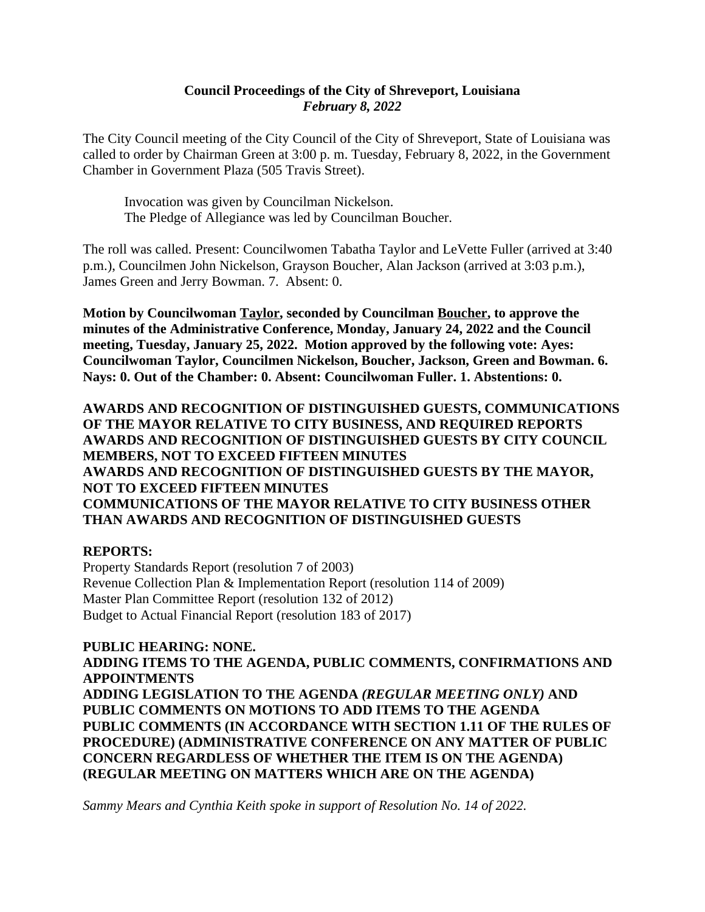**Council Proceedings of the City of Shreveport, Louisiana**
***February 8, 2022***

The City Council meeting of the City Council of the City of Shreveport, State of Louisiana was called to order by Chairman Green at 3:00 p. m. Tuesday, February 8, 2022, in the Government Chamber in Government Plaza (505 Travis Street).

Invocation was given by Councilman Nickelson.
The Pledge of Allegiance was led by Councilman Boucher.

The roll was called. Present: Councilwomen Tabatha Taylor and LeVette Fuller (arrived at 3:40 p.m.), Councilmen John Nickelson, Grayson Boucher, Alan Jackson (arrived at 3:03 p.m.), James Green and Jerry Bowman. 7. Absent: 0.

**Motion by Councilwoman Taylor, seconded by Councilman Boucher, to approve the minutes of the Administrative Conference, Monday, January 24, 2022 and the Council meeting, Tuesday, January 25, 2022. Motion approved by the following vote: Ayes: Councilwoman Taylor, Councilmen Nickelson, Boucher, Jackson, Green and Bowman. 6. Nays: 0. Out of the Chamber: 0. Absent: Councilwoman Fuller. 1. Abstentions: 0.**

**AWARDS AND RECOGNITION OF DISTINGUISHED GUESTS, COMMUNICATIONS OF THE MAYOR RELATIVE TO CITY BUSINESS, AND REQUIRED REPORTS**
**AWARDS AND RECOGNITION OF DISTINGUISHED GUESTS BY CITY COUNCIL MEMBERS, NOT TO EXCEED FIFTEEN MINUTES**
**AWARDS AND RECOGNITION OF DISTINGUISHED GUESTS BY THE MAYOR, NOT TO EXCEED FIFTEEN MINUTES**
**COMMUNICATIONS OF THE MAYOR RELATIVE TO CITY BUSINESS OTHER THAN AWARDS AND RECOGNITION OF DISTINGUISHED GUESTS**

**REPORTS:**
Property Standards Report (resolution 7 of 2003)
Revenue Collection Plan & Implementation Report (resolution 114 of 2009)
Master Plan Committee Report (resolution 132 of 2012)
Budget to Actual Financial Report (resolution 183 of 2017)

**PUBLIC HEARING: NONE.**
**ADDING ITEMS TO THE AGENDA, PUBLIC COMMENTS, CONFIRMATIONS AND APPOINTMENTS**
**ADDING LEGISLATION TO THE AGENDA *(REGULAR MEETING ONLY)* AND PUBLIC COMMENTS ON MOTIONS TO ADD ITEMS TO THE AGENDA**
**PUBLIC COMMENTS (IN ACCORDANCE WITH SECTION 1.11 OF THE RULES OF PROCEDURE) (ADMINISTRATIVE CONFERENCE ON ANY MATTER OF PUBLIC CONCERN REGARDLESS OF WHETHER THE ITEM IS ON THE AGENDA) (REGULAR MEETING ON MATTERS WHICH ARE ON THE AGENDA)**

*Sammy Mears and Cynthia Keith spoke in support of Resolution No. 14 of 2022.*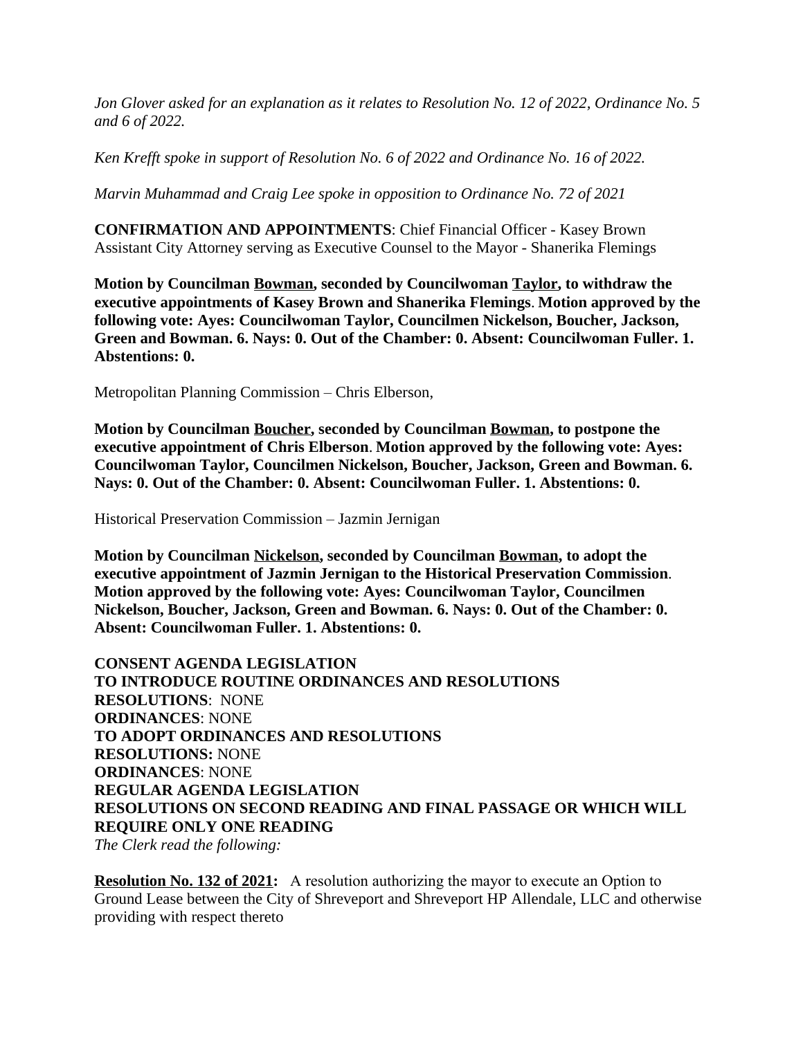*Jon Glover asked for an explanation as it relates to Resolution No. 12 of 2022, Ordinance No. 5 and 6 of 2022.*

*Ken Krefft spoke in support of Resolution No. 6 of 2022 and Ordinance No. 16 of 2022.*

*Marvin Muhammad and Craig Lee spoke in opposition to Ordinance No. 72 of 2021*

**CONFIRMATION AND APPOINTMENTS**: Chief Financial Officer - Kasey Brown
Assistant City Attorney serving as Executive Counsel to the Mayor - Shanerika Flemings

**Motion by Councilman Bowman, seconded by Councilwoman Taylor, to withdraw the executive appointments of Kasey Brown and Shanerika Flemings. Motion approved by the following vote: Ayes: Councilwoman Taylor, Councilmen Nickelson, Boucher, Jackson, Green and Bowman. 6. Nays: 0. Out of the Chamber: 0. Absent: Councilwoman Fuller. 1. Abstentions: 0.**

Metropolitan Planning Commission – Chris Elberson,

**Motion by Councilman Boucher, seconded by Councilman Bowman, to postpone the executive appointment of Chris Elberson. Motion approved by the following vote: Ayes: Councilwoman Taylor, Councilmen Nickelson, Boucher, Jackson, Green and Bowman. 6. Nays: 0. Out of the Chamber: 0. Absent: Councilwoman Fuller. 1. Abstentions: 0.**

Historical Preservation Commission – Jazmin Jernigan

**Motion by Councilman Nickelson, seconded by Councilman Bowman, to adopt the executive appointment of Jazmin Jernigan to the Historical Preservation Commission. Motion approved by the following vote: Ayes: Councilwoman Taylor, Councilmen Nickelson, Boucher, Jackson, Green and Bowman. 6. Nays: 0. Out of the Chamber: 0. Absent: Councilwoman Fuller. 1. Abstentions: 0.**

**CONSENT AGENDA LEGISLATION**
**TO INTRODUCE ROUTINE ORDINANCES AND RESOLUTIONS**
**RESOLUTIONS**: NONE
**ORDINANCES**: NONE
**TO ADOPT ORDINANCES AND RESOLUTIONS**
**RESOLUTIONS:** NONE
**ORDINANCES**: NONE
**REGULAR AGENDA LEGISLATION**
**RESOLUTIONS ON SECOND READING AND FINAL PASSAGE OR WHICH WILL REQUIRE ONLY ONE READING**
*The Clerk read the following:*

**Resolution No. 132 of 2021:** A resolution authorizing the mayor to execute an Option to Ground Lease between the City of Shreveport and Shreveport HP Allendale, LLC and otherwise providing with respect thereto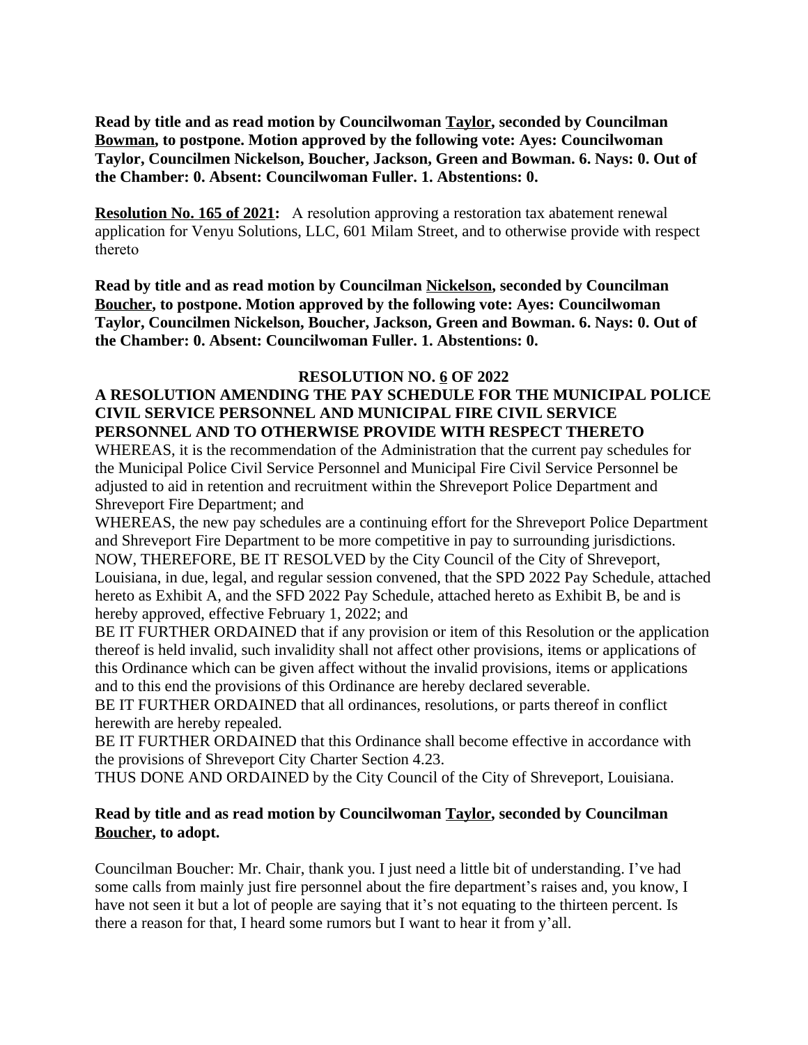**Read by title and as read motion by Councilwoman <u>Taylor</u>, seconded by Councilman <u>Bowman</u>, to postpone. Motion approved by the following vote: Ayes: Councilwoman Taylor, Councilmen Nickelson, Boucher, Jackson, Green and Bowman. 6. Nays: 0. Out of the Chamber: 0. Absent: Councilwoman Fuller. 1. Abstentions: 0.**

**<u>Resolution No. 165 of 2021</u>:** A resolution approving a restoration tax abatement renewal application for Venyu Solutions, LLC, 601 Milam Street, and to otherwise provide with respect thereto

**Read by title and as read motion by Councilman <u>Nickelson</u>, seconded by Councilman <u>Boucher</u>, to postpone. Motion approved by the following vote: Ayes: Councilwoman Taylor, Councilmen Nickelson, Boucher, Jackson, Green and Bowman. 6. Nays: 0. Out of the Chamber: 0. Absent: Councilwoman Fuller. 1. Abstentions: 0.**

**RESOLUTION NO. <u>6</u> OF 2022**

**A RESOLUTION AMENDING THE PAY SCHEDULE FOR THE MUNICIPAL POLICE CIVIL SERVICE PERSONNEL AND MUNICIPAL FIRE CIVIL SERVICE PERSONNEL AND TO OTHERWISE PROVIDE WITH RESPECT THERETO**

WHEREAS, it is the recommendation of the Administration that the current pay schedules for the Municipal Police Civil Service Personnel and Municipal Fire Civil Service Personnel be adjusted to aid in retention and recruitment within the Shreveport Police Department and Shreveport Fire Department; and

WHEREAS, the new pay schedules are a continuing effort for the Shreveport Police Department and Shreveport Fire Department to be more competitive in pay to surrounding jurisdictions.

NOW, THEREFORE, BE IT RESOLVED by the City Council of the City of Shreveport, Louisiana, in due, legal, and regular session convened, that the SPD 2022 Pay Schedule, attached hereto as Exhibit A, and the SFD 2022 Pay Schedule, attached hereto as Exhibit B, be and is hereby approved, effective February 1, 2022; and

BE IT FURTHER ORDAINED that if any provision or item of this Resolution or the application thereof is held invalid, such invalidity shall not affect other provisions, items or applications of this Ordinance which can be given affect without the invalid provisions, items or applications and to this end the provisions of this Ordinance are hereby declared severable.

BE IT FURTHER ORDAINED that all ordinances, resolutions, or parts thereof in conflict herewith are hereby repealed.

BE IT FURTHER ORDAINED that this Ordinance shall become effective in accordance with the provisions of Shreveport City Charter Section 4.23.

THUS DONE AND ORDAINED by the City Council of the City of Shreveport, Louisiana.

**Read by title and as read motion by Councilwoman <u>Taylor</u>, seconded by Councilman <u>Boucher</u>, to adopt.**

Councilman Boucher: Mr. Chair, thank you. I just need a little bit of understanding. I've had some calls from mainly just fire personnel about the fire department's raises and, you know, I have not seen it but a lot of people are saying that it's not equating to the thirteen percent. Is there a reason for that, I heard some rumors but I want to hear it from y'all.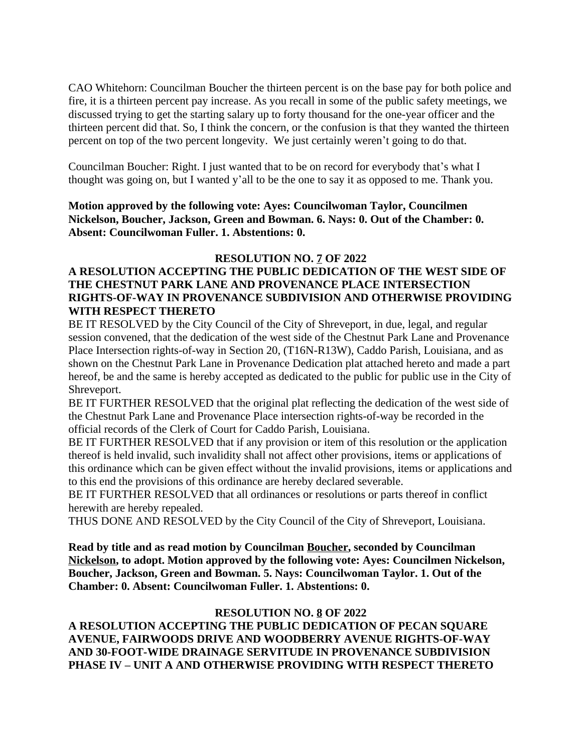CAO Whitehorn: Councilman Boucher the thirteen percent is on the base pay for both police and fire, it is a thirteen percent pay increase. As you recall in some of the public safety meetings, we discussed trying to get the starting salary up to forty thousand for the one-year officer and the thirteen percent did that. So, I think the concern, or the confusion is that they wanted the thirteen percent on top of the two percent longevity. We just certainly weren't going to do that.

Councilman Boucher: Right. I just wanted that to be on record for everybody that's what I thought was going on, but I wanted y'all to be the one to say it as opposed to me. Thank you.

**Motion approved by the following vote: Ayes: Councilwoman Taylor, Councilmen Nickelson, Boucher, Jackson, Green and Bowman. 6. Nays: 0. Out of the Chamber: 0. Absent: Councilwoman Fuller. 1. Abstentions: 0.**

**RESOLUTION NO. 7 OF 2022**

**A RESOLUTION ACCEPTING THE PUBLIC DEDICATION OF THE WEST SIDE OF THE CHESTNUT PARK LANE AND PROVENANCE PLACE INTERSECTION RIGHTS-OF-WAY IN PROVENANCE SUBDIVISION AND OTHERWISE PROVIDING WITH RESPECT THERETO**

BE IT RESOLVED by the City Council of the City of Shreveport, in due, legal, and regular session convened, that the dedication of the west side of the Chestnut Park Lane and Provenance Place Intersection rights-of-way in Section 20, (T16N-R13W), Caddo Parish, Louisiana, and as shown on the Chestnut Park Lane in Provenance Dedication plat attached hereto and made a part hereof, be and the same is hereby accepted as dedicated to the public for public use in the City of Shreveport.

BE IT FURTHER RESOLVED that the original plat reflecting the dedication of the west side of the Chestnut Park Lane and Provenance Place intersection rights-of-way be recorded in the official records of the Clerk of Court for Caddo Parish, Louisiana.

BE IT FURTHER RESOLVED that if any provision or item of this resolution or the application thereof is held invalid, such invalidity shall not affect other provisions, items or applications of this ordinance which can be given effect without the invalid provisions, items or applications and to this end the provisions of this ordinance are hereby declared severable.

BE IT FURTHER RESOLVED that all ordinances or resolutions or parts thereof in conflict herewith are hereby repealed.

THUS DONE AND RESOLVED by the City Council of the City of Shreveport, Louisiana.

**Read by title and as read motion by Councilman Boucher, seconded by Councilman Nickelson, to adopt. Motion approved by the following vote: Ayes: Councilmen Nickelson, Boucher, Jackson, Green and Bowman. 5. Nays: Councilwoman Taylor. 1. Out of the Chamber: 0. Absent: Councilwoman Fuller. 1. Abstentions: 0.**

**RESOLUTION NO. 8 OF 2022**

**A RESOLUTION ACCEPTING THE PUBLIC DEDICATION OF PECAN SQUARE AVENUE, FAIRWOODS DRIVE AND WOODBERRY AVENUE RIGHTS-OF-WAY AND 30-FOOT-WIDE DRAINAGE SERVITUDE IN PROVENANCE SUBDIVISION PHASE IV – UNIT A AND OTHERWISE PROVIDING WITH RESPECT THERETO**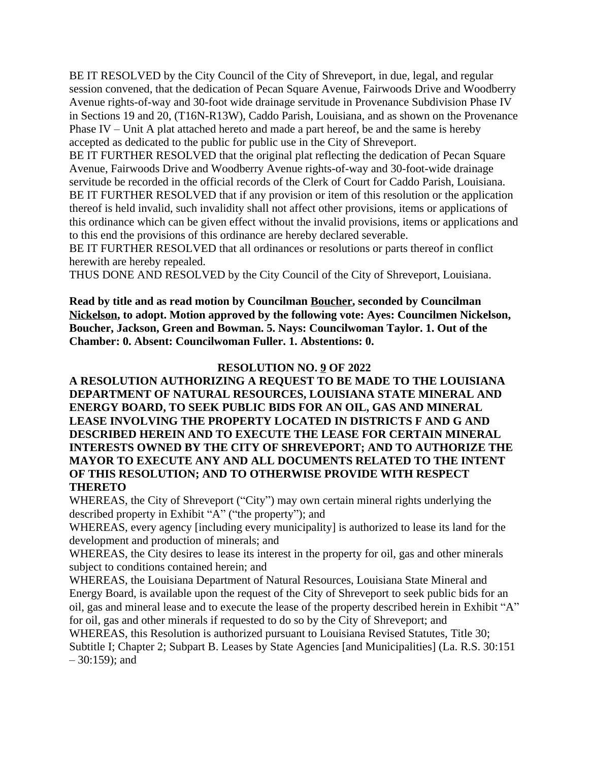BE IT RESOLVED by the City Council of the City of Shreveport, in due, legal, and regular session convened, that the dedication of Pecan Square Avenue, Fairwoods Drive and Woodberry Avenue rights-of-way and 30-foot wide drainage servitude in Provenance Subdivision Phase IV in Sections 19 and 20, (T16N-R13W), Caddo Parish, Louisiana, and as shown on the Provenance Phase IV – Unit A plat attached hereto and made a part hereof, be and the same is hereby accepted as dedicated to the public for public use in the City of Shreveport.

BE IT FURTHER RESOLVED that the original plat reflecting the dedication of Pecan Square Avenue, Fairwoods Drive and Woodberry Avenue rights-of-way and 30-foot-wide drainage servitude be recorded in the official records of the Clerk of Court for Caddo Parish, Louisiana.

BE IT FURTHER RESOLVED that if any provision or item of this resolution or the application thereof is held invalid, such invalidity shall not affect other provisions, items or applications of this ordinance which can be given effect without the invalid provisions, items or applications and to this end the provisions of this ordinance are hereby declared severable.

BE IT FURTHER RESOLVED that all ordinances or resolutions or parts thereof in conflict herewith are hereby repealed.

THUS DONE AND RESOLVED by the City Council of the City of Shreveport, Louisiana.

**Read by title and as read motion by Councilman Boucher, seconded by Councilman Nickelson, to adopt. Motion approved by the following vote: Ayes: Councilmen Nickelson, Boucher, Jackson, Green and Bowman. 5. Nays: Councilwoman Taylor. 1. Out of the Chamber: 0. Absent: Councilwoman Fuller. 1. Abstentions: 0.**

**RESOLUTION NO. 9 OF 2022**

**A RESOLUTION AUTHORIZING A REQUEST TO BE MADE TO THE LOUISIANA DEPARTMENT OF NATURAL RESOURCES, LOUISIANA STATE MINERAL AND ENERGY BOARD, TO SEEK PUBLIC BIDS FOR AN OIL, GAS AND MINERAL LEASE INVOLVING THE PROPERTY LOCATED IN DISTRICTS F AND G AND DESCRIBED HEREIN AND TO EXECUTE THE LEASE FOR CERTAIN MINERAL INTERESTS OWNED BY THE CITY OF SHREVEPORT; AND TO AUTHORIZE THE MAYOR TO EXECUTE ANY AND ALL DOCUMENTS RELATED TO THE INTENT OF THIS RESOLUTION; AND TO OTHERWISE PROVIDE WITH RESPECT THERETO**

WHEREAS, the City of Shreveport ("City") may own certain mineral rights underlying the described property in Exhibit "A" ("the property"); and

WHEREAS, every agency [including every municipality] is authorized to lease its land for the development and production of minerals; and

WHEREAS, the City desires to lease its interest in the property for oil, gas and other minerals subject to conditions contained herein; and

WHEREAS, the Louisiana Department of Natural Resources, Louisiana State Mineral and Energy Board, is available upon the request of the City of Shreveport to seek public bids for an oil, gas and mineral lease and to execute the lease of the property described herein in Exhibit "A" for oil, gas and other minerals if requested to do so by the City of Shreveport; and

WHEREAS, this Resolution is authorized pursuant to Louisiana Revised Statutes, Title 30; Subtitle I; Chapter 2; Subpart B. Leases by State Agencies [and Municipalities] (La. R.S. 30:151 – 30:159); and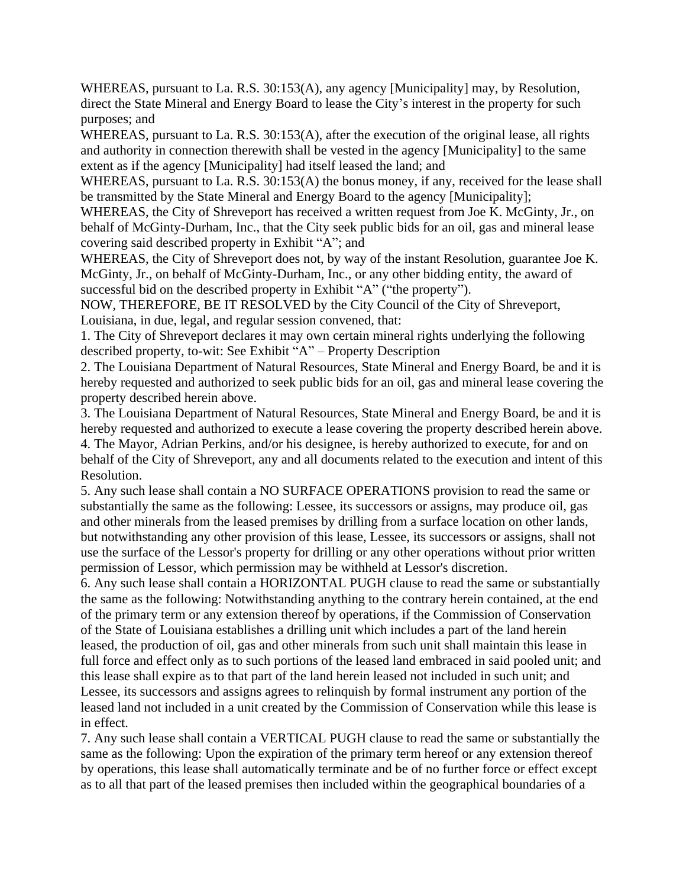WHEREAS, pursuant to La. R.S. 30:153(A), any agency [Municipality] may, by Resolution, direct the State Mineral and Energy Board to lease the City's interest in the property for such purposes; and

WHEREAS, pursuant to La. R.S. 30:153(A), after the execution of the original lease, all rights and authority in connection therewith shall be vested in the agency [Municipality] to the same extent as if the agency [Municipality] had itself leased the land; and

WHEREAS, pursuant to La. R.S. 30:153(A) the bonus money, if any, received for the lease shall be transmitted by the State Mineral and Energy Board to the agency [Municipality];

WHEREAS, the City of Shreveport has received a written request from Joe K. McGinty, Jr., on behalf of McGinty-Durham, Inc., that the City seek public bids for an oil, gas and mineral lease covering said described property in Exhibit "A"; and

WHEREAS, the City of Shreveport does not, by way of the instant Resolution, guarantee Joe K. McGinty, Jr., on behalf of McGinty-Durham, Inc., or any other bidding entity, the award of successful bid on the described property in Exhibit "A" ("the property").

NOW, THEREFORE, BE IT RESOLVED by the City Council of the City of Shreveport, Louisiana, in due, legal, and regular session convened, that:

1. The City of Shreveport declares it may own certain mineral rights underlying the following described property, to-wit: See Exhibit "A" – Property Description
2. The Louisiana Department of Natural Resources, State Mineral and Energy Board, be and it is hereby requested and authorized to seek public bids for an oil, gas and mineral lease covering the property described herein above.
3. The Louisiana Department of Natural Resources, State Mineral and Energy Board, be and it is hereby requested and authorized to execute a lease covering the property described herein above.
4. The Mayor, Adrian Perkins, and/or his designee, is hereby authorized to execute, for and on behalf of the City of Shreveport, any and all documents related to the execution and intent of this Resolution.
5. Any such lease shall contain a NO SURFACE OPERATIONS provision to read the same or substantially the same as the following: Lessee, its successors or assigns, may produce oil, gas and other minerals from the leased premises by drilling from a surface location on other lands, but notwithstanding any other provision of this lease, Lessee, its successors or assigns, shall not use the surface of the Lessor's property for drilling or any other operations without prior written permission of Lessor, which permission may be withheld at Lessor's discretion.
6. Any such lease shall contain a HORIZONTAL PUGH clause to read the same or substantially the same as the following: Notwithstanding anything to the contrary herein contained, at the end of the primary term or any extension thereof by operations, if the Commission of Conservation of the State of Louisiana establishes a drilling unit which includes a part of the land herein leased, the production of oil, gas and other minerals from such unit shall maintain this lease in full force and effect only as to such portions of the leased land embraced in said pooled unit; and this lease shall expire as to that part of the land herein leased not included in such unit; and Lessee, its successors and assigns agrees to relinquish by formal instrument any portion of the leased land not included in a unit created by the Commission of Conservation while this lease is in effect.
7. Any such lease shall contain a VERTICAL PUGH clause to read the same or substantially the same as the following: Upon the expiration of the primary term hereof or any extension thereof by operations, this lease shall automatically terminate and be of no further force or effect except as to all that part of the leased premises then included within the geographical boundaries of a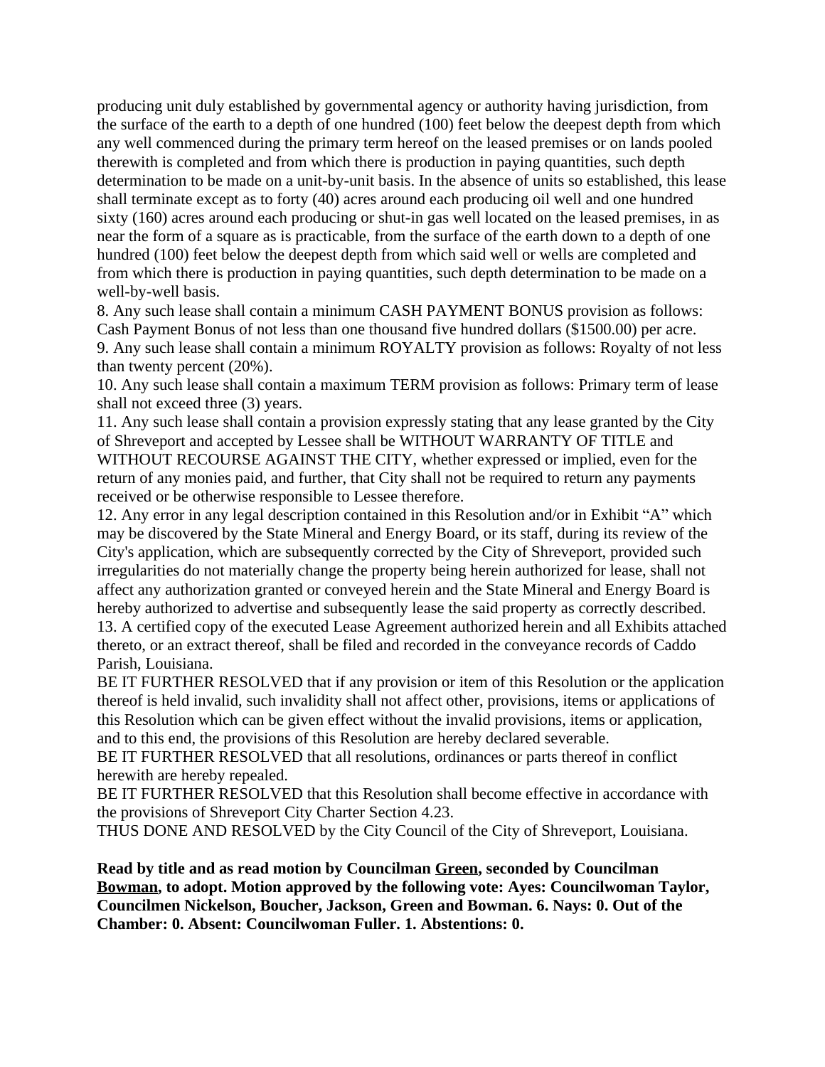producing unit duly established by governmental agency or authority having jurisdiction, from the surface of the earth to a depth of one hundred (100) feet below the deepest depth from which any well commenced during the primary term hereof on the leased premises or on lands pooled therewith is completed and from which there is production in paying quantities, such depth determination to be made on a unit-by-unit basis. In the absence of units so established, this lease shall terminate except as to forty (40) acres around each producing oil well and one hundred sixty (160) acres around each producing or shut-in gas well located on the leased premises, in as near the form of a square as is practicable, from the surface of the earth down to a depth of one hundred (100) feet below the deepest depth from which said well or wells are completed and from which there is production in paying quantities, such depth determination to be made on a well-by-well basis.

8. Any such lease shall contain a minimum CASH PAYMENT BONUS provision as follows: Cash Payment Bonus of not less than one thousand five hundred dollars ($1500.00) per acre.
9. Any such lease shall contain a minimum ROYALTY provision as follows: Royalty of not less than twenty percent (20%).
10. Any such lease shall contain a maximum TERM provision as follows: Primary term of lease shall not exceed three (3) years.
11. Any such lease shall contain a provision expressly stating that any lease granted by the City of Shreveport and accepted by Lessee shall be WITHOUT WARRANTY OF TITLE and WITHOUT RECOURSE AGAINST THE CITY, whether expressed or implied, even for the return of any monies paid, and further, that City shall not be required to return any payments received or be otherwise responsible to Lessee therefore.
12. Any error in any legal description contained in this Resolution and/or in Exhibit "A" which may be discovered by the State Mineral and Energy Board, or its staff, during its review of the City's application, which are subsequently corrected by the City of Shreveport, provided such irregularities do not materially change the property being herein authorized for lease, shall not affect any authorization granted or conveyed herein and the State Mineral and Energy Board is hereby authorized to advertise and subsequently lease the said property as correctly described.
13. A certified copy of the executed Lease Agreement authorized herein and all Exhibits attached thereto, or an extract thereof, shall be filed and recorded in the conveyance records of Caddo Parish, Louisiana.

BE IT FURTHER RESOLVED that if any provision or item of this Resolution or the application thereof is held invalid, such invalidity shall not affect other, provisions, items or applications of this Resolution which can be given effect without the invalid provisions, items or application, and to this end, the provisions of this Resolution are hereby declared severable.

BE IT FURTHER RESOLVED that all resolutions, ordinances or parts thereof in conflict herewith are hereby repealed.

BE IT FURTHER RESOLVED that this Resolution shall become effective in accordance with the provisions of Shreveport City Charter Section 4.23.

THUS DONE AND RESOLVED by the City Council of the City of Shreveport, Louisiana.

**Read by title and as read motion by Councilman Green, seconded by Councilman Bowman, to adopt. Motion approved by the following vote: Ayes: Councilwoman Taylor, Councilmen Nickelson, Boucher, Jackson, Green and Bowman. 6. Nays: 0. Out of the Chamber: 0. Absent: Councilwoman Fuller. 1. Abstentions: 0.**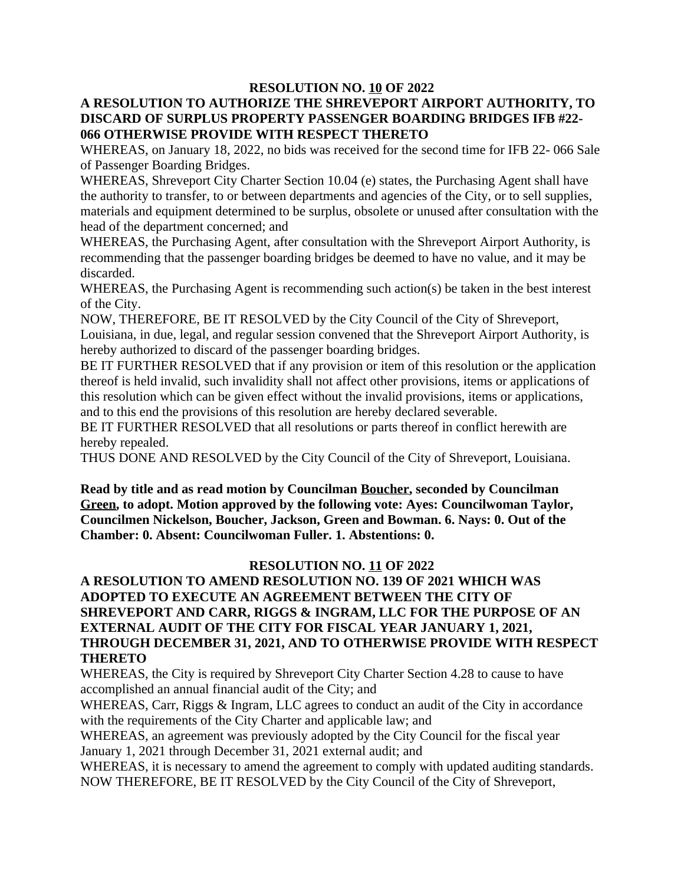**RESOLUTION NO. 10 OF 2022**

**A RESOLUTION TO AUTHORIZE THE SHREVEPORT AIRPORT AUTHORITY, TO DISCARD OF SURPLUS PROPERTY PASSENGER BOARDING BRIDGES IFB #22-066 OTHERWISE PROVIDE WITH RESPECT THERETO**

WHEREAS, on January 18, 2022, no bids was received for the second time for IFB 22- 066 Sale of Passenger Boarding Bridges.

WHEREAS, Shreveport City Charter Section 10.04 (e) states, the Purchasing Agent shall have the authority to transfer, to or between departments and agencies of the City, or to sell supplies, materials and equipment determined to be surplus, obsolete or unused after consultation with the head of the department concerned; and

WHEREAS, the Purchasing Agent, after consultation with the Shreveport Airport Authority, is recommending that the passenger boarding bridges be deemed to have no value, and it may be discarded.

WHEREAS, the Purchasing Agent is recommending such action(s) be taken in the best interest of the City.

NOW, THEREFORE, BE IT RESOLVED by the City Council of the City of Shreveport, Louisiana, in due, legal, and regular session convened that the Shreveport Airport Authority, is hereby authorized to discard of the passenger boarding bridges.

BE IT FURTHER RESOLVED that if any provision or item of this resolution or the application thereof is held invalid, such invalidity shall not affect other provisions, items or applications of this resolution which can be given effect without the invalid provisions, items or applications, and to this end the provisions of this resolution are hereby declared severable.

BE IT FURTHER RESOLVED that all resolutions or parts thereof in conflict herewith are hereby repealed.

THUS DONE AND RESOLVED by the City Council of the City of Shreveport, Louisiana.

**Read by title and as read motion by Councilman Boucher, seconded by Councilman Green, to adopt. Motion approved by the following vote: Ayes: Councilwoman Taylor, Councilmen Nickelson, Boucher, Jackson, Green and Bowman. 6. Nays: 0. Out of the Chamber: 0. Absent: Councilwoman Fuller. 1. Abstentions: 0.**

**RESOLUTION NO. 11 OF 2022**

**A RESOLUTION TO AMEND RESOLUTION NO. 139 OF 2021 WHICH WAS ADOPTED TO EXECUTE AN AGREEMENT BETWEEN THE CITY OF SHREVEPORT AND CARR, RIGGS & INGRAM, LLC FOR THE PURPOSE OF AN EXTERNAL AUDIT OF THE CITY FOR FISCAL YEAR JANUARY 1, 2021, THROUGH DECEMBER 31, 2021, AND TO OTHERWISE PROVIDE WITH RESPECT THERETO**

WHEREAS, the City is required by Shreveport City Charter Section 4.28 to cause to have accomplished an annual financial audit of the City; and

WHEREAS, Carr, Riggs & Ingram, LLC agrees to conduct an audit of the City in accordance with the requirements of the City Charter and applicable law; and

WHEREAS, an agreement was previously adopted by the City Council for the fiscal year January 1, 2021 through December 31, 2021 external audit; and

WHEREAS, it is necessary to amend the agreement to comply with updated auditing standards.

NOW THEREFORE, BE IT RESOLVED by the City Council of the City of Shreveport,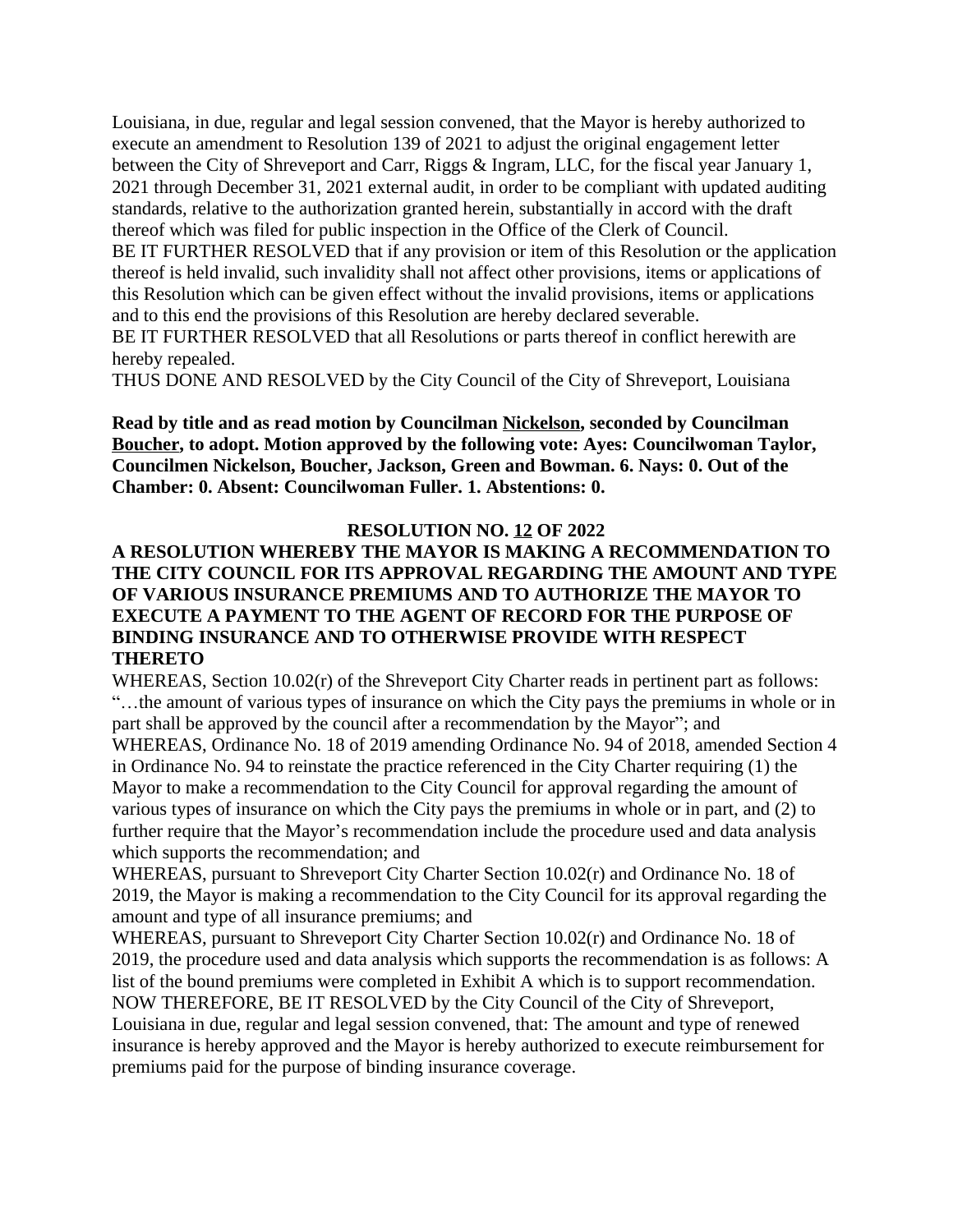Louisiana, in due, regular and legal session convened, that the Mayor is hereby authorized to execute an amendment to Resolution 139 of 2021 to adjust the original engagement letter between the City of Shreveport and Carr, Riggs & Ingram, LLC, for the fiscal year January 1, 2021 through December 31, 2021 external audit, in order to be compliant with updated auditing standards, relative to the authorization granted herein, substantially in accord with the draft thereof which was filed for public inspection in the Office of the Clerk of Council.
BE IT FURTHER RESOLVED that if any provision or item of this Resolution or the application thereof is held invalid, such invalidity shall not affect other provisions, items or applications of this Resolution which can be given effect without the invalid provisions, items or applications and to this end the provisions of this Resolution are hereby declared severable.
BE IT FURTHER RESOLVED that all Resolutions or parts thereof in conflict herewith are hereby repealed.
THUS DONE AND RESOLVED by the City Council of the City of Shreveport, Louisiana

**Read by title and as read motion by Councilman Nickelson, seconded by Councilman Boucher, to adopt. Motion approved by the following vote: Ayes: Councilwoman Taylor, Councilmen Nickelson, Boucher, Jackson, Green and Bowman. 6. Nays: 0. Out of the Chamber: 0. Absent: Councilwoman Fuller. 1. Abstentions: 0.**

**RESOLUTION NO. 12 OF 2022**

**A RESOLUTION WHEREBY THE MAYOR IS MAKING A RECOMMENDATION TO THE CITY COUNCIL FOR ITS APPROVAL REGARDING THE AMOUNT AND TYPE OF VARIOUS INSURANCE PREMIUMS AND TO AUTHORIZE THE MAYOR TO EXECUTE A PAYMENT TO THE AGENT OF RECORD FOR THE PURPOSE OF BINDING INSURANCE AND TO OTHERWISE PROVIDE WITH RESPECT THERETO**

WHEREAS, Section 10.02(r) of the Shreveport City Charter reads in pertinent part as follows: "…the amount of various types of insurance on which the City pays the premiums in whole or in part shall be approved by the council after a recommendation by the Mayor"; and
WHEREAS, Ordinance No. 18 of 2019 amending Ordinance No. 94 of 2018, amended Section 4 in Ordinance No. 94 to reinstate the practice referenced in the City Charter requiring (1) the Mayor to make a recommendation to the City Council for approval regarding the amount of various types of insurance on which the City pays the premiums in whole or in part, and (2) to further require that the Mayor's recommendation include the procedure used and data analysis which supports the recommendation; and
WHEREAS, pursuant to Shreveport City Charter Section 10.02(r) and Ordinance No. 18 of 2019, the Mayor is making a recommendation to the City Council for its approval regarding the amount and type of all insurance premiums; and
WHEREAS, pursuant to Shreveport City Charter Section 10.02(r) and Ordinance No. 18 of 2019, the procedure used and data analysis which supports the recommendation is as follows: A list of the bound premiums were completed in Exhibit A which is to support recommendation.
NOW THEREFORE, BE IT RESOLVED by the City Council of the City of Shreveport, Louisiana in due, regular and legal session convened, that: The amount and type of renewed insurance is hereby approved and the Mayor is hereby authorized to execute reimbursement for premiums paid for the purpose of binding insurance coverage.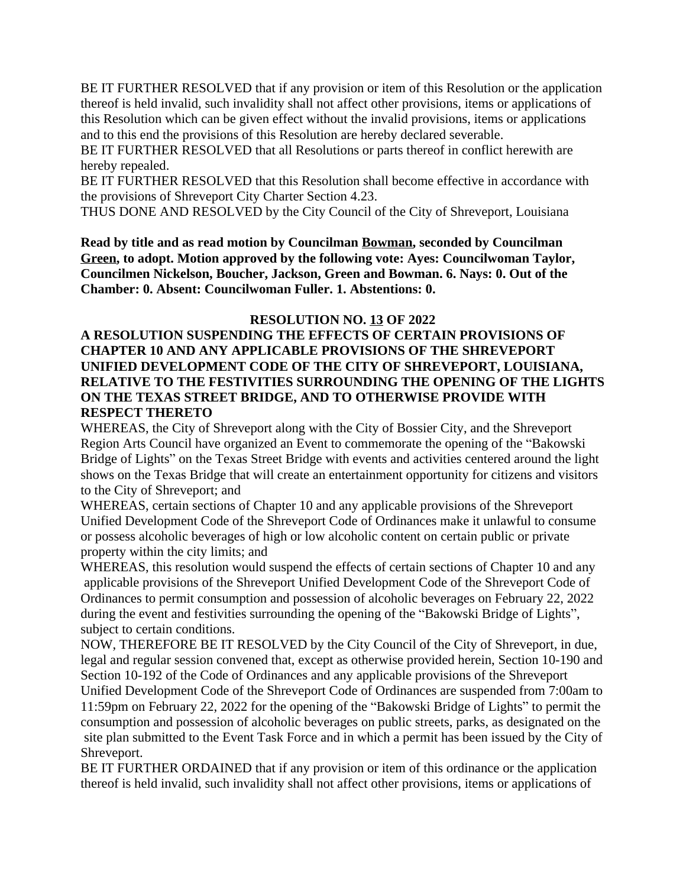BE IT FURTHER RESOLVED that if any provision or item of this Resolution or the application thereof is held invalid, such invalidity shall not affect other provisions, items or applications of this Resolution which can be given effect without the invalid provisions, items or applications and to this end the provisions of this Resolution are hereby declared severable.

BE IT FURTHER RESOLVED that all Resolutions or parts thereof in conflict herewith are hereby repealed.

BE IT FURTHER RESOLVED that this Resolution shall become effective in accordance with the provisions of Shreveport City Charter Section 4.23.

THUS DONE AND RESOLVED by the City Council of the City of Shreveport, Louisiana

**Read by title and as read motion by Councilman Bowman, seconded by Councilman Green, to adopt. Motion approved by the following vote: Ayes: Councilwoman Taylor, Councilmen Nickelson, Boucher, Jackson, Green and Bowman. 6. Nays: 0. Out of the Chamber: 0. Absent: Councilwoman Fuller. 1. Abstentions: 0.**

**RESOLUTION NO. 13 OF 2022**

**A RESOLUTION SUSPENDING THE EFFECTS OF CERTAIN PROVISIONS OF CHAPTER 10 AND ANY APPLICABLE PROVISIONS OF THE SHREVEPORT UNIFIED DEVELOPMENT CODE OF THE CITY OF SHREVEPORT, LOUISIANA, RELATIVE TO THE FESTIVITIES SURROUNDING THE OPENING OF THE LIGHTS ON THE TEXAS STREET BRIDGE, AND TO OTHERWISE PROVIDE WITH RESPECT THERETO**

WHEREAS, the City of Shreveport along with the City of Bossier City, and the Shreveport Region Arts Council have organized an Event to commemorate the opening of the "Bakowski Bridge of Lights" on the Texas Street Bridge with events and activities centered around the light shows on the Texas Bridge that will create an entertainment opportunity for citizens and visitors to the City of Shreveport; and

WHEREAS, certain sections of Chapter 10 and any applicable provisions of the Shreveport Unified Development Code of the Shreveport Code of Ordinances make it unlawful to consume or possess alcoholic beverages of high or low alcoholic content on certain public or private property within the city limits; and

WHEREAS, this resolution would suspend the effects of certain sections of Chapter 10 and any applicable provisions of the Shreveport Unified Development Code of the Shreveport Code of Ordinances to permit consumption and possession of alcoholic beverages on February 22, 2022 during the event and festivities surrounding the opening of the "Bakowski Bridge of Lights", subject to certain conditions.

NOW, THEREFORE BE IT RESOLVED by the City Council of the City of Shreveport, in due, legal and regular session convened that, except as otherwise provided herein, Section 10-190 and Section 10-192 of the Code of Ordinances and any applicable provisions of the Shreveport Unified Development Code of the Shreveport Code of Ordinances are suspended from 7:00am to 11:59pm on February 22, 2022 for the opening of the "Bakowski Bridge of Lights" to permit the consumption and possession of alcoholic beverages on public streets, parks, as designated on the site plan submitted to the Event Task Force and in which a permit has been issued by the City of Shreveport.

BE IT FURTHER ORDAINED that if any provision or item of this ordinance or the application thereof is held invalid, such invalidity shall not affect other provisions, items or applications of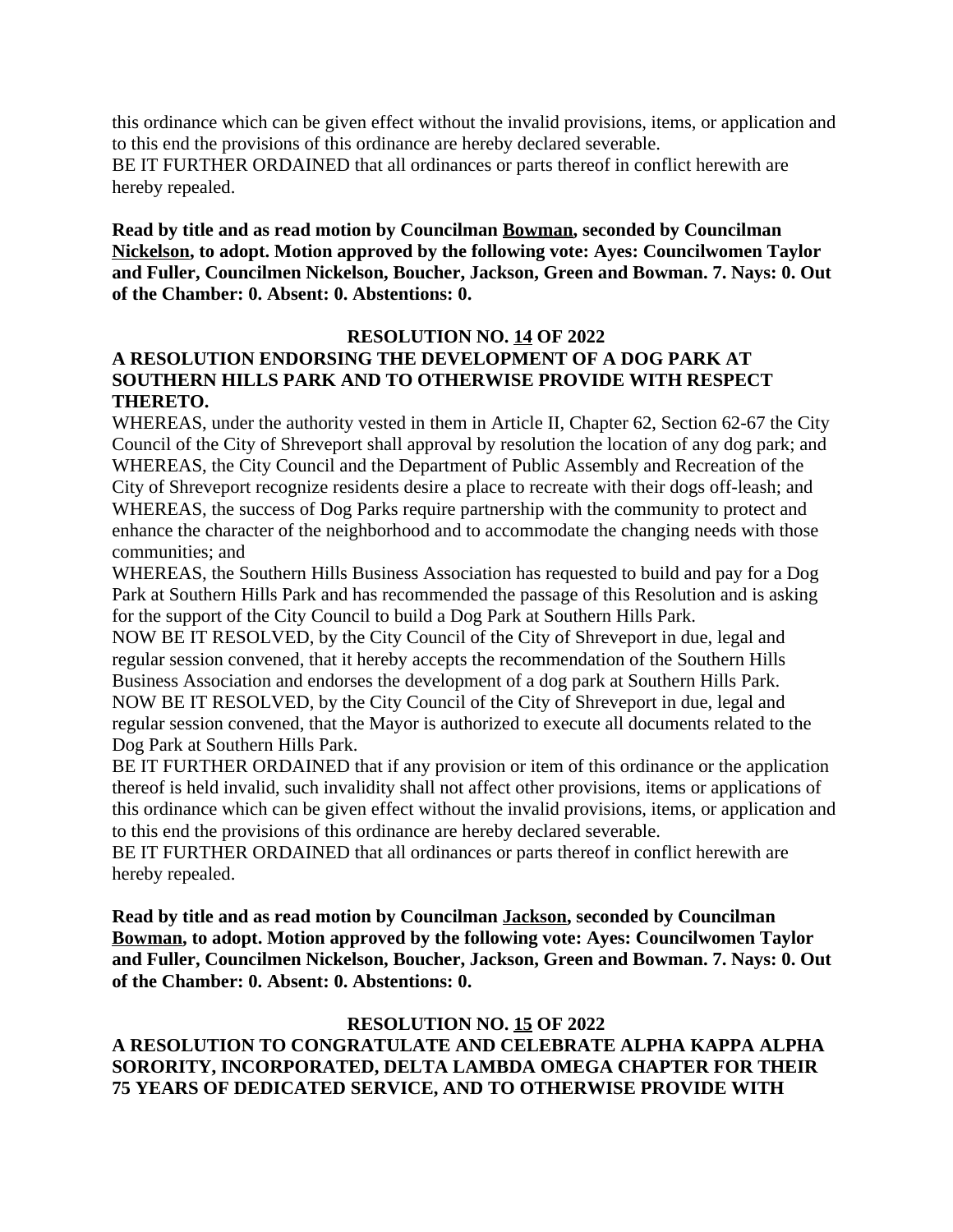this ordinance which can be given effect without the invalid provisions, items, or application and to this end the provisions of this ordinance are hereby declared severable.
BE IT FURTHER ORDAINED that all ordinances or parts thereof in conflict herewith are hereby repealed.

**Read by title and as read motion by Councilman Bowman, seconded by Councilman Nickelson, to adopt. Motion approved by the following vote: Ayes: Councilwomen Taylor and Fuller, Councilmen Nickelson, Boucher, Jackson, Green and Bowman. 7. Nays: 0. Out of the Chamber: 0. Absent: 0. Abstentions: 0.**

**RESOLUTION NO. 14 OF 2022**

**A RESOLUTION ENDORSING THE DEVELOPMENT OF A DOG PARK AT SOUTHERN HILLS PARK AND TO OTHERWISE PROVIDE WITH RESPECT THERETO.**

WHEREAS, under the authority vested in them in Article II, Chapter 62, Section 62-67 the City Council of the City of Shreveport shall approval by resolution the location of any dog park; and
WHEREAS, the City Council and the Department of Public Assembly and Recreation of the City of Shreveport recognize residents desire a place to recreate with their dogs off-leash; and
WHEREAS, the success of Dog Parks require partnership with the community to protect and enhance the character of the neighborhood and to accommodate the changing needs with those communities; and
WHEREAS, the Southern Hills Business Association has requested to build and pay for a Dog Park at Southern Hills Park and has recommended the passage of this Resolution and is asking for the support of the City Council to build a Dog Park at Southern Hills Park.
NOW BE IT RESOLVED, by the City Council of the City of Shreveport in due, legal and regular session convened, that it hereby accepts the recommendation of the Southern Hills Business Association and endorses the development of a dog park at Southern Hills Park.
NOW BE IT RESOLVED, by the City Council of the City of Shreveport in due, legal and regular session convened, that the Mayor is authorized to execute all documents related to the Dog Park at Southern Hills Park.
BE IT FURTHER ORDAINED that if any provision or item of this ordinance or the application thereof is held invalid, such invalidity shall not affect other provisions, items or applications of this ordinance which can be given effect without the invalid provisions, items, or application and to this end the provisions of this ordinance are hereby declared severable.
BE IT FURTHER ORDAINED that all ordinances or parts thereof in conflict herewith are hereby repealed.

**Read by title and as read motion by Councilman Jackson, seconded by Councilman Bowman, to adopt. Motion approved by the following vote: Ayes: Councilwomen Taylor and Fuller, Councilmen Nickelson, Boucher, Jackson, Green and Bowman. 7. Nays: 0. Out of the Chamber: 0. Absent: 0. Abstentions: 0.**

**RESOLUTION NO. 15 OF 2022**

**A RESOLUTION TO CONGRATULATE AND CELEBRATE ALPHA KAPPA ALPHA SORORITY, INCORPORATED, DELTA LAMBDA OMEGA CHAPTER FOR THEIR 75 YEARS OF DEDICATED SERVICE, AND TO OTHERWISE PROVIDE WITH**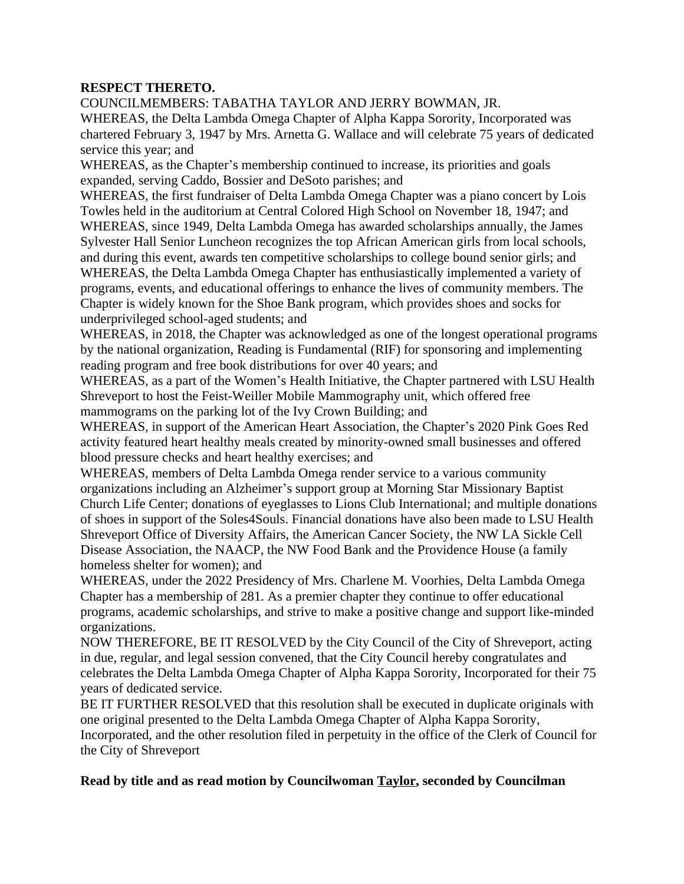**RESPECT THERETO.**

COUNCILMEMBERS: TABATHA TAYLOR AND JERRY BOWMAN, JR.

WHEREAS, the Delta Lambda Omega Chapter of Alpha Kappa Sorority, Incorporated was chartered February 3, 1947 by Mrs. Arnetta G. Wallace and will celebrate 75 years of dedicated service this year; and

WHEREAS, as the Chapter's membership continued to increase, its priorities and goals expanded, serving Caddo, Bossier and DeSoto parishes; and

WHEREAS, the first fundraiser of Delta Lambda Omega Chapter was a piano concert by Lois Towles held in the auditorium at Central Colored High School on November 18, 1947; and

WHEREAS, since 1949, Delta Lambda Omega has awarded scholarships annually, the James Sylvester Hall Senior Luncheon recognizes the top African American girls from local schools, and during this event, awards ten competitive scholarships to college bound senior girls; and

WHEREAS, the Delta Lambda Omega Chapter has enthusiastically implemented a variety of programs, events, and educational offerings to enhance the lives of community members. The Chapter is widely known for the Shoe Bank program, which provides shoes and socks for underprivileged school-aged students; and

WHEREAS, in 2018, the Chapter was acknowledged as one of the longest operational programs by the national organization, Reading is Fundamental (RIF) for sponsoring and implementing reading program and free book distributions for over 40 years; and

WHEREAS, as a part of the Women's Health Initiative, the Chapter partnered with LSU Health Shreveport to host the Feist-Weiller Mobile Mammography unit, which offered free mammograms on the parking lot of the Ivy Crown Building; and

WHEREAS, in support of the American Heart Association, the Chapter's 2020 Pink Goes Red activity featured heart healthy meals created by minority-owned small businesses and offered blood pressure checks and heart healthy exercises; and

WHEREAS, members of Delta Lambda Omega render service to a various community organizations including an Alzheimer's support group at Morning Star Missionary Baptist Church Life Center; donations of eyeglasses to Lions Club International; and multiple donations of shoes in support of the Soles4Souls. Financial donations have also been made to LSU Health Shreveport Office of Diversity Affairs, the American Cancer Society, the NW LA Sickle Cell Disease Association, the NAACP, the NW Food Bank and the Providence House (a family homeless shelter for women); and

WHEREAS, under the 2022 Presidency of Mrs. Charlene M. Voorhies, Delta Lambda Omega Chapter has a membership of 281. As a premier chapter they continue to offer educational programs, academic scholarships, and strive to make a positive change and support like-minded organizations.

NOW THEREFORE, BE IT RESOLVED by the City Council of the City of Shreveport, acting in due, regular, and legal session convened, that the City Council hereby congratulates and celebrates the Delta Lambda Omega Chapter of Alpha Kappa Sorority, Incorporated for their 75 years of dedicated service.

BE IT FURTHER RESOLVED that this resolution shall be executed in duplicate originals with one original presented to the Delta Lambda Omega Chapter of Alpha Kappa Sorority, Incorporated, and the other resolution filed in perpetuity in the office of the Clerk of Council for the City of Shreveport

**Read by title and as read motion by Councilwoman Taylor, seconded by Councilman**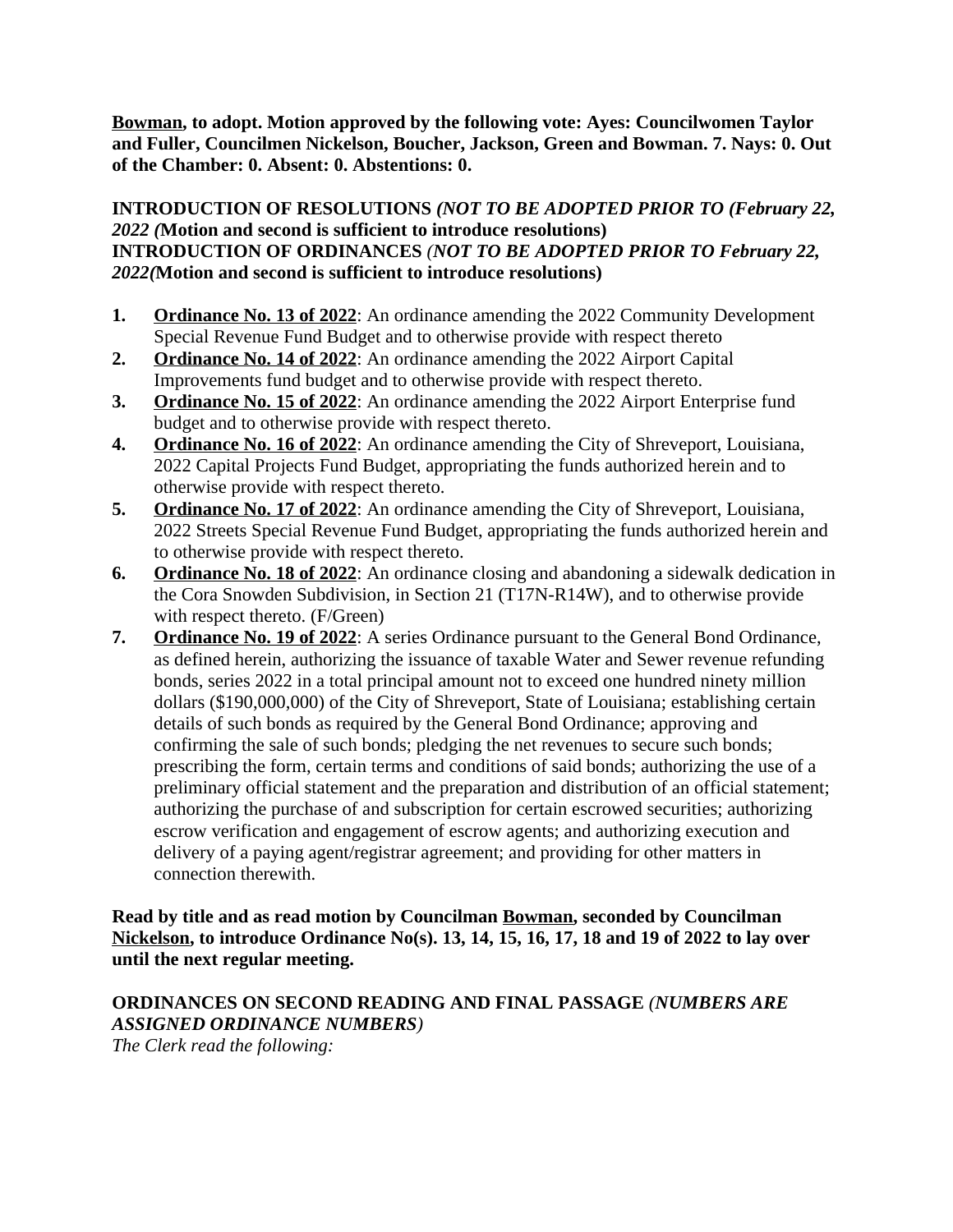**Bowman, to adopt. Motion approved by the following vote: Ayes: Councilwomen Taylor and Fuller, Councilmen Nickelson, Boucher, Jackson, Green and Bowman. 7. Nays: 0. Out of the Chamber: 0. Absent: 0. Abstentions: 0.**

**INTRODUCTION OF RESOLUTIONS *(NOT TO BE ADOPTED PRIOR TO (February 22, 2022 (*Motion and second is sufficient to introduce resolutions)**
**INTRODUCTION OF ORDINANCES *(NOT TO BE ADOPTED PRIOR TO February 22, 2022(*Motion and second is sufficient to introduce resolutions)**

1. **Ordinance No. 13 of 2022**: An ordinance amending the 2022 Community Development Special Revenue Fund Budget and to otherwise provide with respect thereto
2. **Ordinance No. 14 of 2022**: An ordinance amending the 2022 Airport Capital Improvements fund budget and to otherwise provide with respect thereto.
3. **Ordinance No. 15 of 2022**: An ordinance amending the 2022 Airport Enterprise fund budget and to otherwise provide with respect thereto.
4. **Ordinance No. 16 of 2022**: An ordinance amending the City of Shreveport, Louisiana, 2022 Capital Projects Fund Budget, appropriating the funds authorized herein and to otherwise provide with respect thereto.
5. **Ordinance No. 17 of 2022**: An ordinance amending the City of Shreveport, Louisiana, 2022 Streets Special Revenue Fund Budget, appropriating the funds authorized herein and to otherwise provide with respect thereto.
6. **Ordinance No. 18 of 2022**: An ordinance closing and abandoning a sidewalk dedication in the Cora Snowden Subdivision, in Section 21 (T17N-R14W), and to otherwise provide with respect thereto. (F/Green)
7. **Ordinance No. 19 of 2022**: A series Ordinance pursuant to the General Bond Ordinance, as defined herein, authorizing the issuance of taxable Water and Sewer revenue refunding bonds, series 2022 in a total principal amount not to exceed one hundred ninety million dollars ($190,000,000) of the City of Shreveport, State of Louisiana; establishing certain details of such bonds as required by the General Bond Ordinance; approving and confirming the sale of such bonds; pledging the net revenues to secure such bonds; prescribing the form, certain terms and conditions of said bonds; authorizing the use of a preliminary official statement and the preparation and distribution of an official statement; authorizing the purchase of and subscription for certain escrowed securities; authorizing escrow verification and engagement of escrow agents; and authorizing execution and delivery of a paying agent/registrar agreement; and providing for other matters in connection therewith.

**Read by title and as read motion by Councilman Bowman, seconded by Councilman Nickelson, to introduce Ordinance No(s). 13, 14, 15, 16, 17, 18 and 19 of 2022 to lay over until the next regular meeting.**

**ORDINANCES ON SECOND READING AND FINAL PASSAGE *(NUMBERS ARE ASSIGNED ORDINANCE NUMBERS)***
*The Clerk read the following:*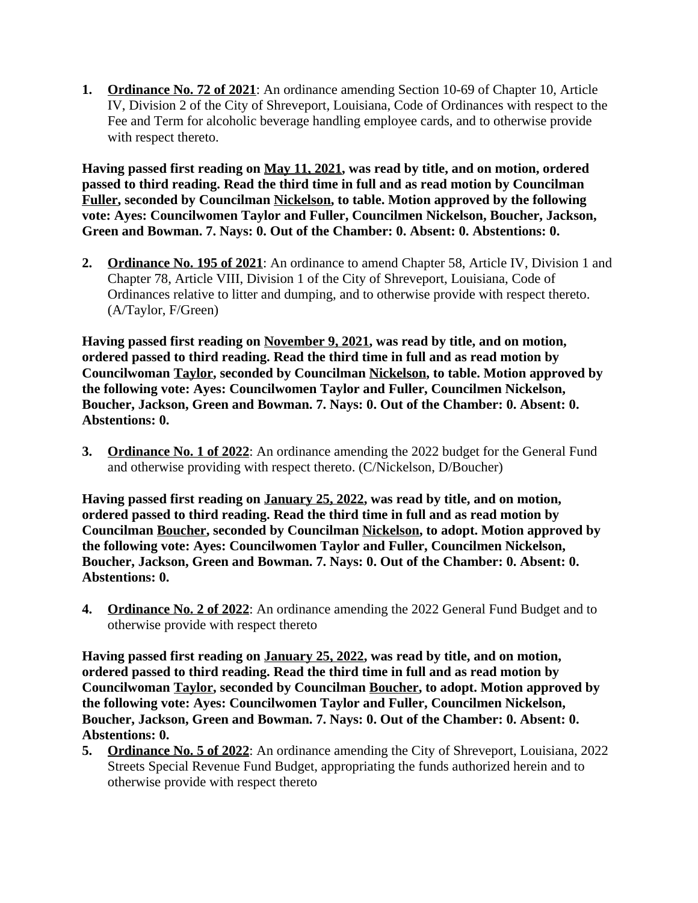1. **Ordinance No. 72 of 2021**: An ordinance amending Section 10-69 of Chapter 10, Article IV, Division 2 of the City of Shreveport, Louisiana, Code of Ordinances with respect to the Fee and Term for alcoholic beverage handling employee cards, and to otherwise provide with respect thereto.

**Having passed first reading on May 11, 2021, was read by title, and on motion, ordered passed to third reading. Read the third time in full and as read motion by Councilman Fuller, seconded by Councilman Nickelson, to table. Motion approved by the following vote: Ayes: Councilwomen Taylor and Fuller, Councilmen Nickelson, Boucher, Jackson, Green and Bowman. 7. Nays: 0. Out of the Chamber: 0. Absent: 0. Abstentions: 0.**

2. **Ordinance No. 195 of 2021**: An ordinance to amend Chapter 58, Article IV, Division 1 and Chapter 78, Article VIII, Division 1 of the City of Shreveport, Louisiana, Code of Ordinances relative to litter and dumping, and to otherwise provide with respect thereto. (A/Taylor, F/Green)

**Having passed first reading on November 9, 2021, was read by title, and on motion, ordered passed to third reading. Read the third time in full and as read motion by Councilwoman Taylor, seconded by Councilman Nickelson, to table. Motion approved by the following vote: Ayes: Councilwomen Taylor and Fuller, Councilmen Nickelson, Boucher, Jackson, Green and Bowman. 7. Nays: 0. Out of the Chamber: 0. Absent: 0. Abstentions: 0.**

3. **Ordinance No. 1 of 2022**: An ordinance amending the 2022 budget for the General Fund and otherwise providing with respect thereto. (C/Nickelson, D/Boucher)

**Having passed first reading on January 25, 2022, was read by title, and on motion, ordered passed to third reading. Read the third time in full and as read motion by Councilman Boucher, seconded by Councilman Nickelson, to adopt. Motion approved by the following vote: Ayes: Councilwomen Taylor and Fuller, Councilmen Nickelson, Boucher, Jackson, Green and Bowman. 7. Nays: 0. Out of the Chamber: 0. Absent: 0. Abstentions: 0.**

4. **Ordinance No. 2 of 2022**: An ordinance amending the 2022 General Fund Budget and to otherwise provide with respect thereto

**Having passed first reading on January 25, 2022, was read by title, and on motion, ordered passed to third reading. Read the third time in full and as read motion by Councilwoman Taylor, seconded by Councilman Boucher, to adopt. Motion approved by the following vote: Ayes: Councilwomen Taylor and Fuller, Councilmen Nickelson, Boucher, Jackson, Green and Bowman. 7. Nays: 0. Out of the Chamber: 0. Absent: 0. Abstentions: 0.**

5. **Ordinance No. 5 of 2022**: An ordinance amending the City of Shreveport, Louisiana, 2022 Streets Special Revenue Fund Budget, appropriating the funds authorized herein and to otherwise provide with respect thereto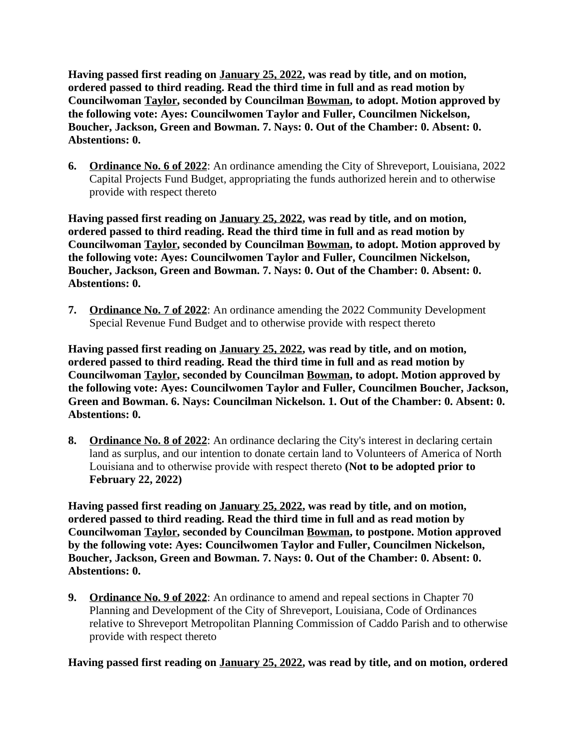**Having passed first reading on January 25, 2022, was read by title, and on motion, ordered passed to third reading. Read the third time in full and as read motion by Councilwoman Taylor, seconded by Councilman Bowman, to adopt. Motion approved by the following vote: Ayes: Councilwomen Taylor and Fuller, Councilmen Nickelson, Boucher, Jackson, Green and Bowman. 7. Nays: 0. Out of the Chamber: 0. Absent: 0. Abstentions: 0.**

6. **Ordinance No. 6 of 2022**: An ordinance amending the City of Shreveport, Louisiana, 2022 Capital Projects Fund Budget, appropriating the funds authorized herein and to otherwise provide with respect thereto

**Having passed first reading on January 25, 2022, was read by title, and on motion, ordered passed to third reading. Read the third time in full and as read motion by Councilwoman Taylor, seconded by Councilman Bowman, to adopt. Motion approved by the following vote: Ayes: Councilwomen Taylor and Fuller, Councilmen Nickelson, Boucher, Jackson, Green and Bowman. 7. Nays: 0. Out of the Chamber: 0. Absent: 0. Abstentions: 0.**

7. **Ordinance No. 7 of 2022**: An ordinance amending the 2022 Community Development Special Revenue Fund Budget and to otherwise provide with respect thereto

**Having passed first reading on January 25, 2022, was read by title, and on motion, ordered passed to third reading. Read the third time in full and as read motion by Councilwoman Taylor, seconded by Councilman Bowman, to adopt. Motion approved by the following vote: Ayes: Councilwomen Taylor and Fuller, Councilmen Boucher, Jackson, Green and Bowman. 6. Nays: Councilman Nickelson. 1. Out of the Chamber: 0. Absent: 0. Abstentions: 0.**

8. **Ordinance No. 8 of 2022**: An ordinance declaring the City's interest in declaring certain land as surplus, and our intention to donate certain land to Volunteers of America of North Louisiana and to otherwise provide with respect thereto **(Not to be adopted prior to February 22, 2022)**

**Having passed first reading on January 25, 2022, was read by title, and on motion, ordered passed to third reading. Read the third time in full and as read motion by Councilwoman Taylor, seconded by Councilman Bowman, to postpone. Motion approved by the following vote: Ayes: Councilwomen Taylor and Fuller, Councilmen Nickelson, Boucher, Jackson, Green and Bowman. 7. Nays: 0. Out of the Chamber: 0. Absent: 0. Abstentions: 0.**

9. **Ordinance No. 9 of 2022**: An ordinance to amend and repeal sections in Chapter 70 Planning and Development of the City of Shreveport, Louisiana, Code of Ordinances relative to Shreveport Metropolitan Planning Commission of Caddo Parish and to otherwise provide with respect thereto

**Having passed first reading on January 25, 2022, was read by title, and on motion, ordered**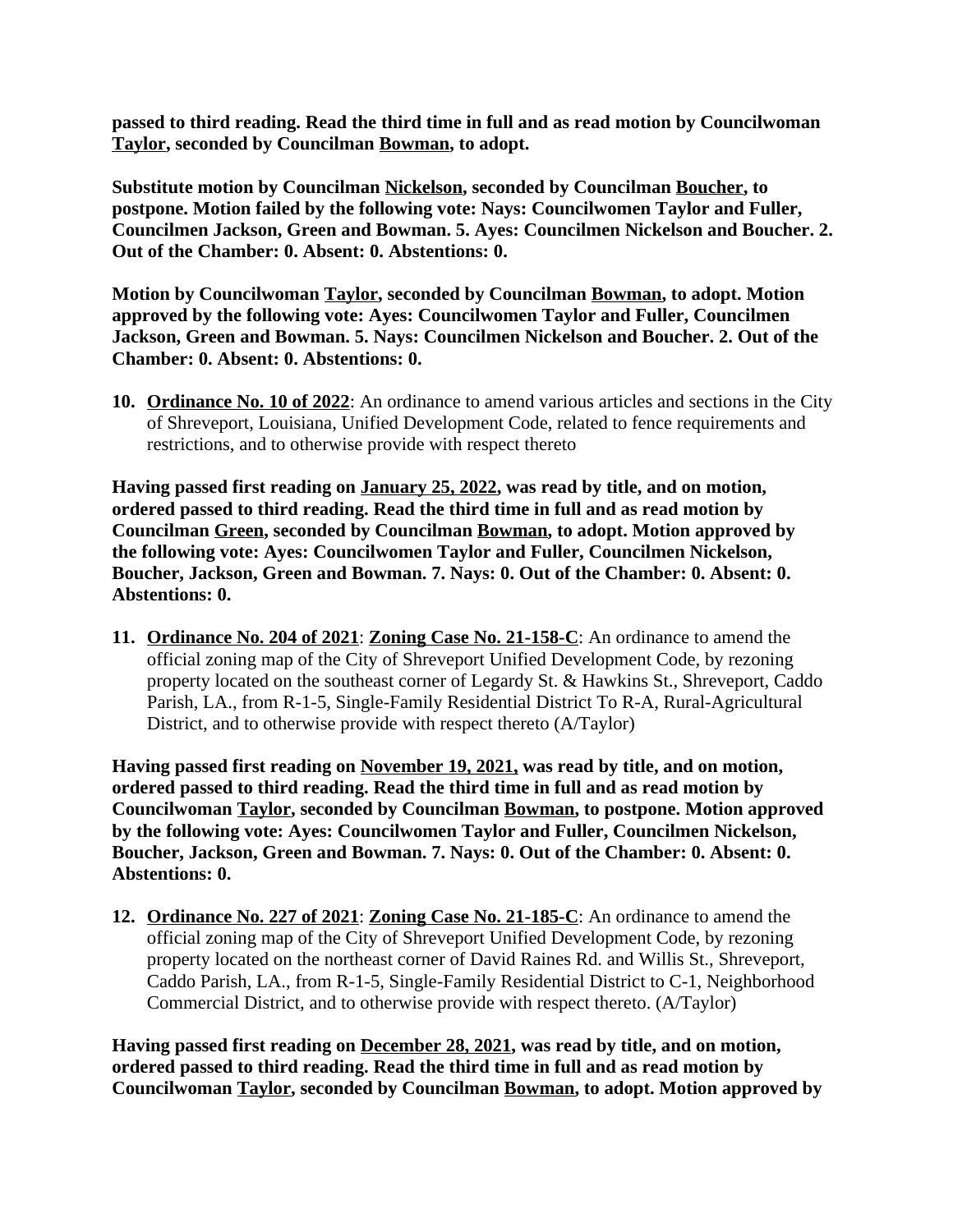**passed to third reading. Read the third time in full and as read motion by Councilwoman Taylor, seconded by Councilman Bowman, to adopt.**

**Substitute motion by Councilman Nickelson, seconded by Councilman Boucher, to postpone. Motion failed by the following vote: Nays: Councilwomen Taylor and Fuller, Councilmen Jackson, Green and Bowman. 5. Ayes: Councilmen Nickelson and Boucher. 2. Out of the Chamber: 0. Absent: 0. Abstentions: 0.**

**Motion by Councilwoman Taylor, seconded by Councilman Bowman, to adopt. Motion approved by the following vote: Ayes: Councilwomen Taylor and Fuller, Councilmen Jackson, Green and Bowman. 5. Nays: Councilmen Nickelson and Boucher. 2. Out of the Chamber: 0. Absent: 0. Abstentions: 0.**

10. **Ordinance No. 10 of 2022**: An ordinance to amend various articles and sections in the City of Shreveport, Louisiana, Unified Development Code, related to fence requirements and restrictions, and to otherwise provide with respect thereto

**Having passed first reading on January 25, 2022, was read by title, and on motion, ordered passed to third reading. Read the third time in full and as read motion by Councilman Green, seconded by Councilman Bowman, to adopt. Motion approved by the following vote: Ayes: Councilwomen Taylor and Fuller, Councilmen Nickelson, Boucher, Jackson, Green and Bowman. 7. Nays: 0. Out of the Chamber: 0. Absent: 0. Abstentions: 0.**

11. **Ordinance No. 204 of 2021**: **Zoning Case No. 21-158-C**: An ordinance to amend the official zoning map of the City of Shreveport Unified Development Code, by rezoning property located on the southeast corner of Legardy St. & Hawkins St., Shreveport, Caddo Parish, LA., from R-1-5, Single-Family Residential District To R-A, Rural-Agricultural District, and to otherwise provide with respect thereto (A/Taylor)

**Having passed first reading on November 19, 2021, was read by title, and on motion, ordered passed to third reading. Read the third time in full and as read motion by Councilwoman Taylor, seconded by Councilman Bowman, to postpone. Motion approved by the following vote: Ayes: Councilwomen Taylor and Fuller, Councilmen Nickelson, Boucher, Jackson, Green and Bowman. 7. Nays: 0. Out of the Chamber: 0. Absent: 0. Abstentions: 0.**

12. **Ordinance No. 227 of 2021**: **Zoning Case No. 21-185-C**: An ordinance to amend the official zoning map of the City of Shreveport Unified Development Code, by rezoning property located on the northeast corner of David Raines Rd. and Willis St., Shreveport, Caddo Parish, LA., from R-1-5, Single-Family Residential District to C-1, Neighborhood Commercial District, and to otherwise provide with respect thereto. (A/Taylor)

**Having passed first reading on December 28, 2021, was read by title, and on motion, ordered passed to third reading. Read the third time in full and as read motion by Councilwoman Taylor, seconded by Councilman Bowman, to adopt. Motion approved by**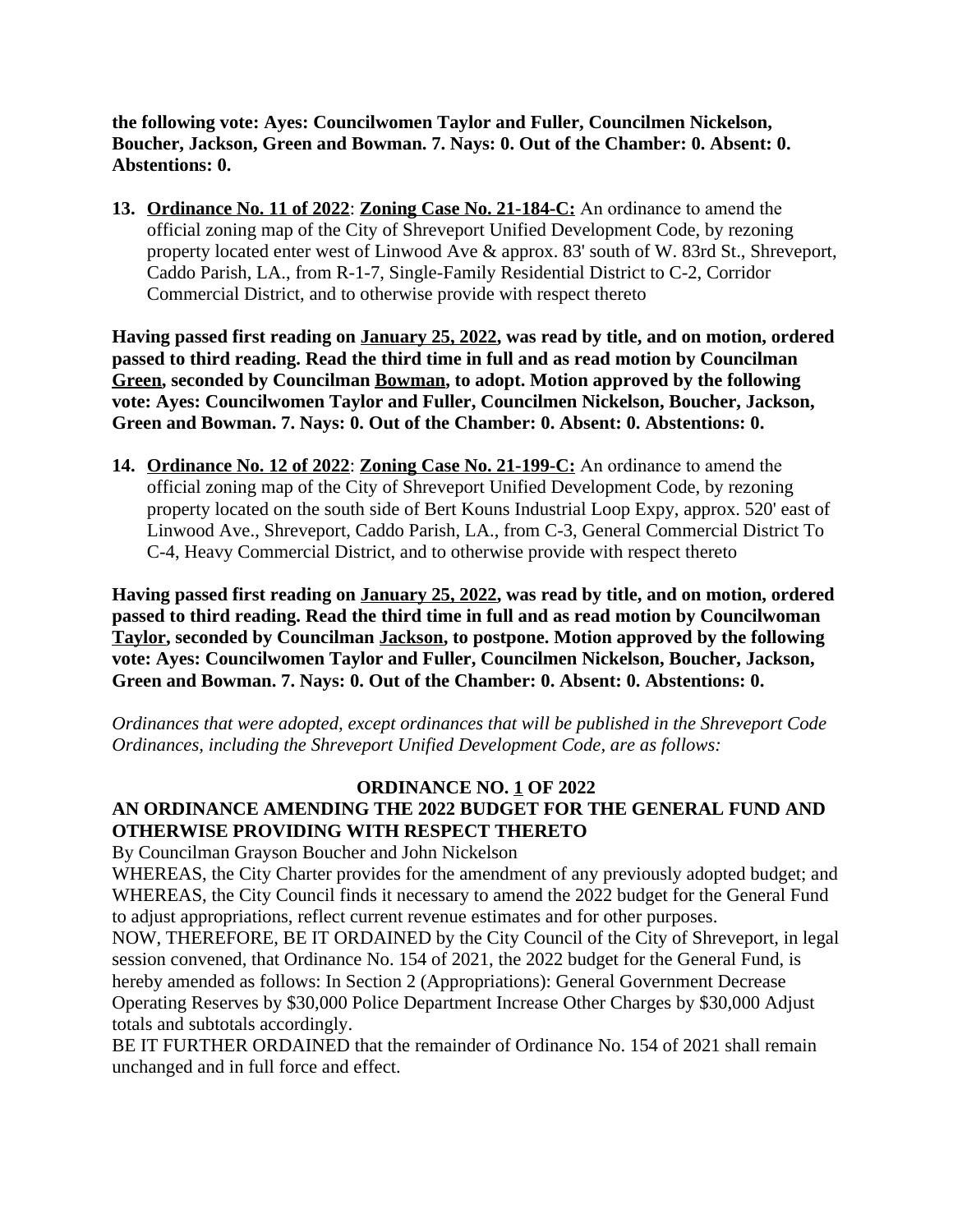**the following vote: Ayes: Councilwomen Taylor and Fuller, Councilmen Nickelson, Boucher, Jackson, Green and Bowman. 7. Nays: 0. Out of the Chamber: 0. Absent: 0. Abstentions: 0.**

13. **Ordinance No. 11 of 2022**: **Zoning Case No. 21-184-C:** An ordinance to amend the official zoning map of the City of Shreveport Unified Development Code, by rezoning property located enter west of Linwood Ave & approx. 83' south of W. 83rd St., Shreveport, Caddo Parish, LA., from R-1-7, Single-Family Residential District to C-2, Corridor Commercial District, and to otherwise provide with respect thereto

**Having passed first reading on January 25, 2022, was read by title, and on motion, ordered passed to third reading. Read the third time in full and as read motion by Councilman Green, seconded by Councilman Bowman, to adopt. Motion approved by the following vote: Ayes: Councilwomen Taylor and Fuller, Councilmen Nickelson, Boucher, Jackson, Green and Bowman. 7. Nays: 0. Out of the Chamber: 0. Absent: 0. Abstentions: 0.**

14. **Ordinance No. 12 of 2022**: **Zoning Case No. 21-199-C:** An ordinance to amend the official zoning map of the City of Shreveport Unified Development Code, by rezoning property located on the south side of Bert Kouns Industrial Loop Expy, approx. 520' east of Linwood Ave., Shreveport, Caddo Parish, LA., from C-3, General Commercial District To C-4, Heavy Commercial District, and to otherwise provide with respect thereto

**Having passed first reading on January 25, 2022, was read by title, and on motion, ordered passed to third reading. Read the third time in full and as read motion by Councilwoman Taylor, seconded by Councilman Jackson, to postpone. Motion approved by the following vote: Ayes: Councilwomen Taylor and Fuller, Councilmen Nickelson, Boucher, Jackson, Green and Bowman. 7. Nays: 0. Out of the Chamber: 0. Absent: 0. Abstentions: 0.**

*Ordinances that were adopted, except ordinances that will be published in the Shreveport Code Ordinances, including the Shreveport Unified Development Code, are as follows:*

**ORDINANCE NO. 1 OF 2022**

**AN ORDINANCE AMENDING THE 2022 BUDGET FOR THE GENERAL FUND AND OTHERWISE PROVIDING WITH RESPECT THERETO**

By Councilman Grayson Boucher and John Nickelson

WHEREAS, the City Charter provides for the amendment of any previously adopted budget; and WHEREAS, the City Council finds it necessary to amend the 2022 budget for the General Fund to adjust appropriations, reflect current revenue estimates and for other purposes.

NOW, THEREFORE, BE IT ORDAINED by the City Council of the City of Shreveport, in legal session convened, that Ordinance No. 154 of 2021, the 2022 budget for the General Fund, is hereby amended as follows: In Section 2 (Appropriations): General Government Decrease Operating Reserves by $30,000 Police Department Increase Other Charges by $30,000 Adjust totals and subtotals accordingly.

BE IT FURTHER ORDAINED that the remainder of Ordinance No. 154 of 2021 shall remain unchanged and in full force and effect.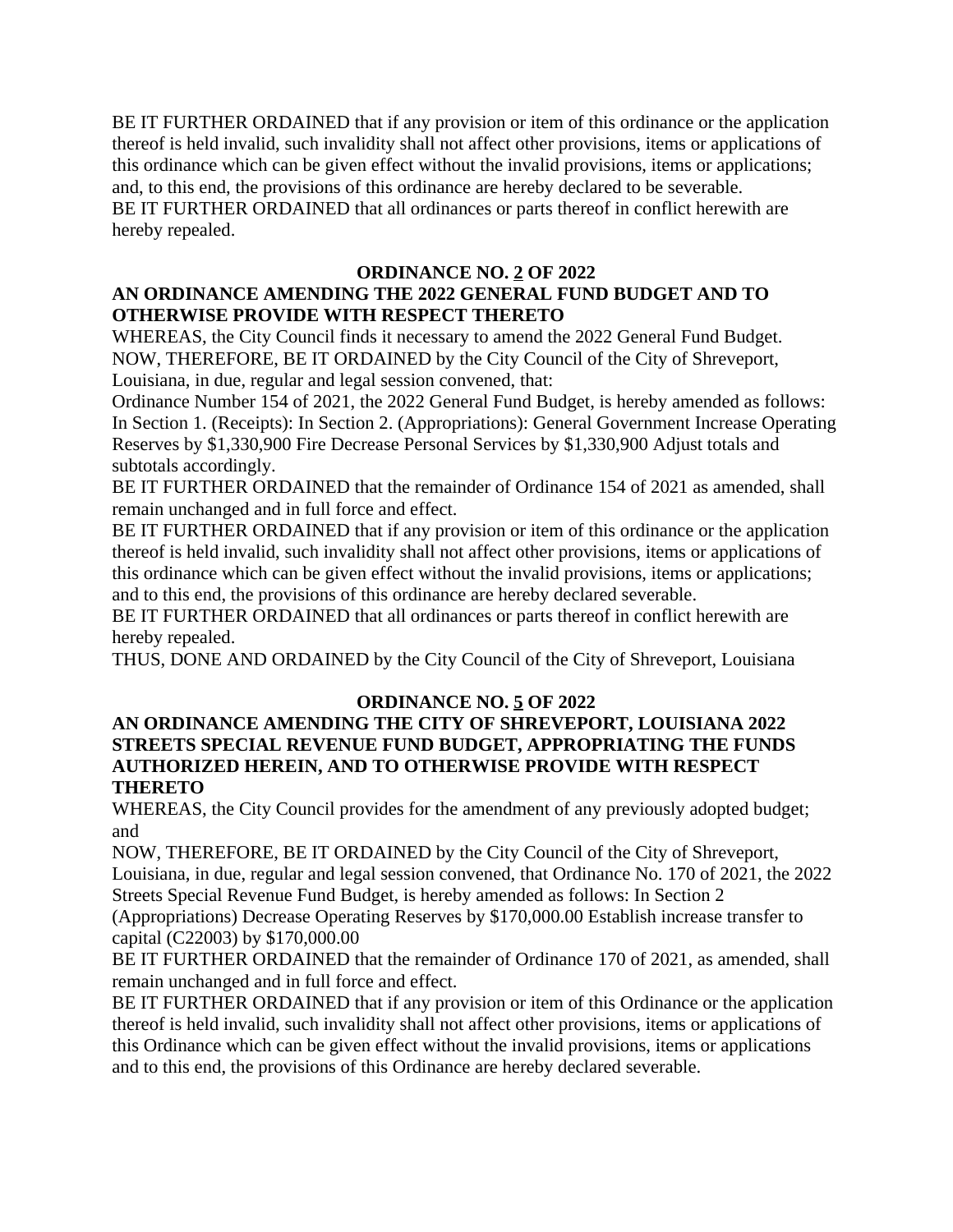BE IT FURTHER ORDAINED that if any provision or item of this ordinance or the application thereof is held invalid, such invalidity shall not affect other provisions, items or applications of this ordinance which can be given effect without the invalid provisions, items or applications; and, to this end, the provisions of this ordinance are hereby declared to be severable.
BE IT FURTHER ORDAINED that all ordinances or parts thereof in conflict herewith are hereby repealed.

**ORDINANCE NO. 2 OF 2022**

**AN ORDINANCE AMENDING THE 2022 GENERAL FUND BUDGET AND TO OTHERWISE PROVIDE WITH RESPECT THERETO**

WHEREAS, the City Council finds it necessary to amend the 2022 General Fund Budget.
NOW, THEREFORE, BE IT ORDAINED by the City Council of the City of Shreveport, Louisiana, in due, regular and legal session convened, that:
Ordinance Number 154 of 2021, the 2022 General Fund Budget, is hereby amended as follows: In Section 1. (Receipts): In Section 2. (Appropriations): General Government Increase Operating Reserves by $1,330,900 Fire Decrease Personal Services by $1,330,900 Adjust totals and subtotals accordingly.
BE IT FURTHER ORDAINED that the remainder of Ordinance 154 of 2021 as amended, shall remain unchanged and in full force and effect.
BE IT FURTHER ORDAINED that if any provision or item of this ordinance or the application thereof is held invalid, such invalidity shall not affect other provisions, items or applications of this ordinance which can be given effect without the invalid provisions, items or applications; and to this end, the provisions of this ordinance are hereby declared severable.
BE IT FURTHER ORDAINED that all ordinances or parts thereof in conflict herewith are hereby repealed.
THUS, DONE AND ORDAINED by the City Council of the City of Shreveport, Louisiana

**ORDINANCE NO. 5 OF 2022**

**AN ORDINANCE AMENDING THE CITY OF SHREVEPORT, LOUISIANA 2022 STREETS SPECIAL REVENUE FUND BUDGET, APPROPRIATING THE FUNDS AUTHORIZED HEREIN, AND TO OTHERWISE PROVIDE WITH RESPECT THERETO**

WHEREAS, the City Council provides for the amendment of any previously adopted budget; and
NOW, THEREFORE, BE IT ORDAINED by the City Council of the City of Shreveport, Louisiana, in due, regular and legal session convened, that Ordinance No. 170 of 2021, the 2022 Streets Special Revenue Fund Budget, is hereby amended as follows: In Section 2 (Appropriations) Decrease Operating Reserves by $170,000.00 Establish increase transfer to capital (C22003) by $170,000.00
BE IT FURTHER ORDAINED that the remainder of Ordinance 170 of 2021, as amended, shall remain unchanged and in full force and effect.
BE IT FURTHER ORDAINED that if any provision or item of this Ordinance or the application thereof is held invalid, such invalidity shall not affect other provisions, items or applications of this Ordinance which can be given effect without the invalid provisions, items or applications and to this end, the provisions of this Ordinance are hereby declared severable.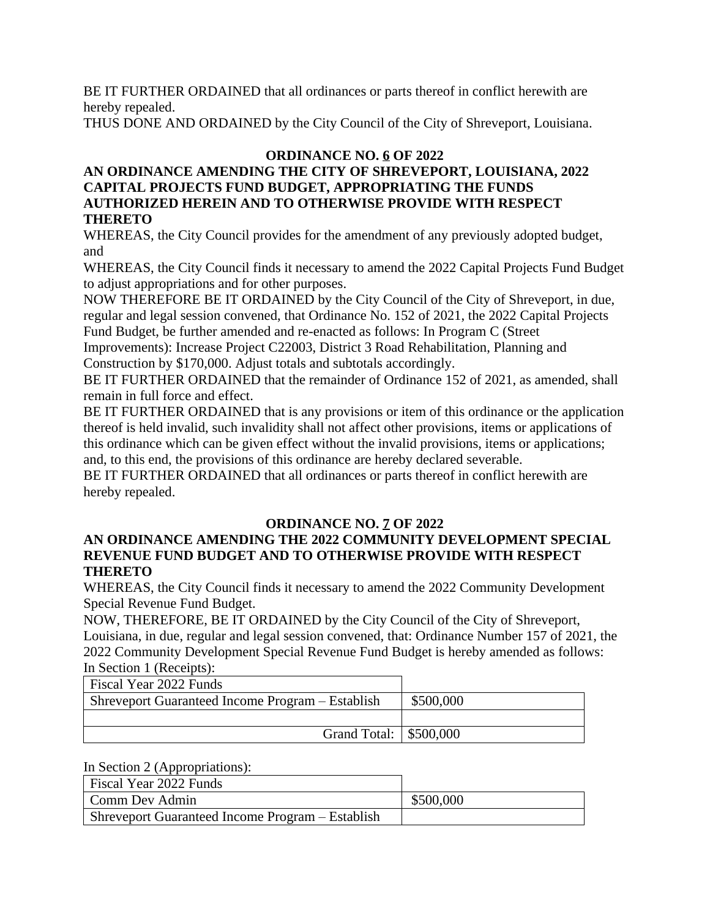BE IT FURTHER ORDAINED that all ordinances or parts thereof in conflict herewith are hereby repealed.

THUS DONE AND ORDAINED by the City Council of the City of Shreveport, Louisiana.

**ORDINANCE NO. 6 OF 2022**

**AN ORDINANCE AMENDING THE CITY OF SHREVEPORT, LOUISIANA, 2022 CAPITAL PROJECTS FUND BUDGET, APPROPRIATING THE FUNDS AUTHORIZED HEREIN AND TO OTHERWISE PROVIDE WITH RESPECT THERETO**

WHEREAS, the City Council provides for the amendment of any previously adopted budget, and

WHEREAS, the City Council finds it necessary to amend the 2022 Capital Projects Fund Budget to adjust appropriations and for other purposes.

NOW THEREFORE BE IT ORDAINED by the City Council of the City of Shreveport, in due, regular and legal session convened, that Ordinance No. 152 of 2021, the 2022 Capital Projects Fund Budget, be further amended and re-enacted as follows: In Program C (Street Improvements): Increase Project C22003, District 3 Road Rehabilitation, Planning and Construction by $170,000. Adjust totals and subtotals accordingly.

BE IT FURTHER ORDAINED that the remainder of Ordinance 152 of 2021, as amended, shall remain in full force and effect.

BE IT FURTHER ORDAINED that is any provisions or item of this ordinance or the application thereof is held invalid, such invalidity shall not affect other provisions, items or applications of this ordinance which can be given effect without the invalid provisions, items or applications; and, to this end, the provisions of this ordinance are hereby declared severable.

BE IT FURTHER ORDAINED that all ordinances or parts thereof in conflict herewith are hereby repealed.

**ORDINANCE NO. 7 OF 2022**

**AN ORDINANCE AMENDING THE 2022 COMMUNITY DEVELOPMENT SPECIAL REVENUE FUND BUDGET AND TO OTHERWISE PROVIDE WITH RESPECT THERETO**

WHEREAS, the City Council finds it necessary to amend the 2022 Community Development Special Revenue Fund Budget.

NOW, THEREFORE, BE IT ORDAINED by the City Council of the City of Shreveport, Louisiana, in due, regular and legal session convened, that: Ordinance Number 157 of 2021, the 2022 Community Development Special Revenue Fund Budget is hereby amended as follows:

In Section 1 (Receipts):

| Fiscal Year 2022 Funds | |
|---|---|
| Shreveport Guaranteed Income Program – Establish | $500,000 |
| | |
| Grand Total: | $500,000 |

In Section 2 (Appropriations):

| Fiscal Year 2022 Funds | |
|---|---|
| Comm Dev Admin | $500,000 |
| Shreveport Guaranteed Income Program – Establish | |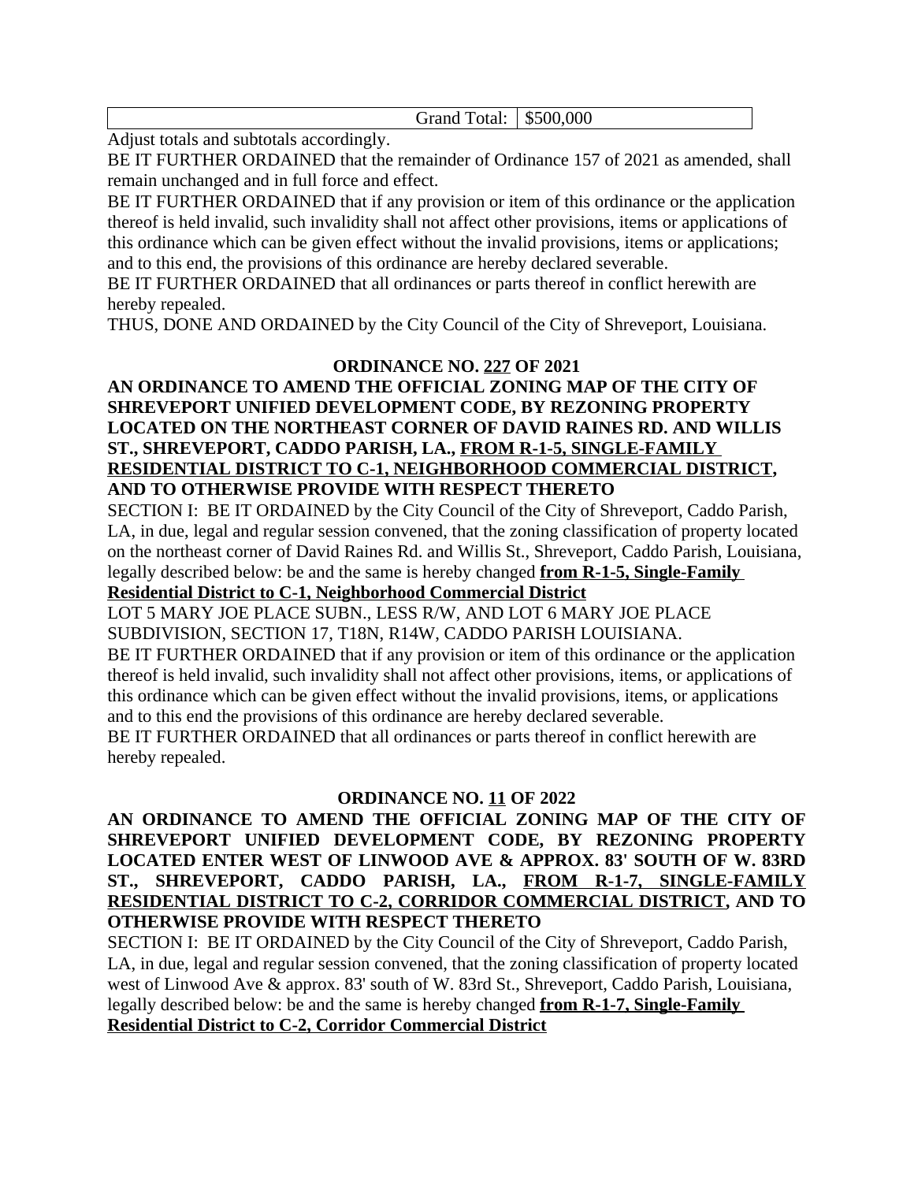| | |
|---|---|
| Grand Total: | $500,000 |

Adjust totals and subtotals accordingly.

BE IT FURTHER ORDAINED that the remainder of Ordinance 157 of 2021 as amended, shall remain unchanged and in full force and effect.

BE IT FURTHER ORDAINED that if any provision or item of this ordinance or the application thereof is held invalid, such invalidity shall not affect other provisions, items or applications of this ordinance which can be given effect without the invalid provisions, items or applications; and to this end, the provisions of this ordinance are hereby declared severable.

BE IT FURTHER ORDAINED that all ordinances or parts thereof in conflict herewith are hereby repealed.

THUS, DONE AND ORDAINED by the City Council of the City of Shreveport, Louisiana.

**ORDINANCE NO. 227 OF 2021**

**AN ORDINANCE TO AMEND THE OFFICIAL ZONING MAP OF THE CITY OF SHREVEPORT UNIFIED DEVELOPMENT CODE, BY REZONING PROPERTY LOCATED ON THE NORTHEAST CORNER OF DAVID RAINES RD. AND WILLIS ST., SHREVEPORT, CADDO PARISH, LA., FROM R-1-5, SINGLE-FAMILY RESIDENTIAL DISTRICT TO C-1, NEIGHBORHOOD COMMERCIAL DISTRICT, AND TO OTHERWISE PROVIDE WITH RESPECT THERETO**

SECTION I: BE IT ORDAINED by the City Council of the City of Shreveport, Caddo Parish, LA, in due, legal and regular session convened, that the zoning classification of property located on the northeast corner of David Raines Rd. and Willis St., Shreveport, Caddo Parish, Louisiana, legally described below: be and the same is hereby changed **from R-1-5, Single-Family Residential District to C-1, Neighborhood Commercial District**

LOT 5 MARY JOE PLACE SUBN., LESS R/W, AND LOT 6 MARY JOE PLACE SUBDIVISION, SECTION 17, T18N, R14W, CADDO PARISH LOUISIANA.

BE IT FURTHER ORDAINED that if any provision or item of this ordinance or the application thereof is held invalid, such invalidity shall not affect other provisions, items, or applications of this ordinance which can be given effect without the invalid provisions, items, or applications and to this end the provisions of this ordinance are hereby declared severable.

BE IT FURTHER ORDAINED that all ordinances or parts thereof in conflict herewith are hereby repealed.

**ORDINANCE NO. 11 OF 2022**

**AN ORDINANCE TO AMEND THE OFFICIAL ZONING MAP OF THE CITY OF SHREVEPORT UNIFIED DEVELOPMENT CODE, BY REZONING PROPERTY LOCATED ENTER WEST OF LINWOOD AVE & APPROX. 83' SOUTH OF W. 83RD ST., SHREVEPORT, CADDO PARISH, LA., FROM R-1-7, SINGLE-FAMILY RESIDENTIAL DISTRICT TO C-2, CORRIDOR COMMERCIAL DISTRICT, AND TO OTHERWISE PROVIDE WITH RESPECT THERETO**

SECTION I: BE IT ORDAINED by the City Council of the City of Shreveport, Caddo Parish, LA, in due, legal and regular session convened, that the zoning classification of property located west of Linwood Ave & approx. 83' south of W. 83rd St., Shreveport, Caddo Parish, Louisiana, legally described below: be and the same is hereby changed **from R-1-7, Single-Family Residential District to C-2, Corridor Commercial District**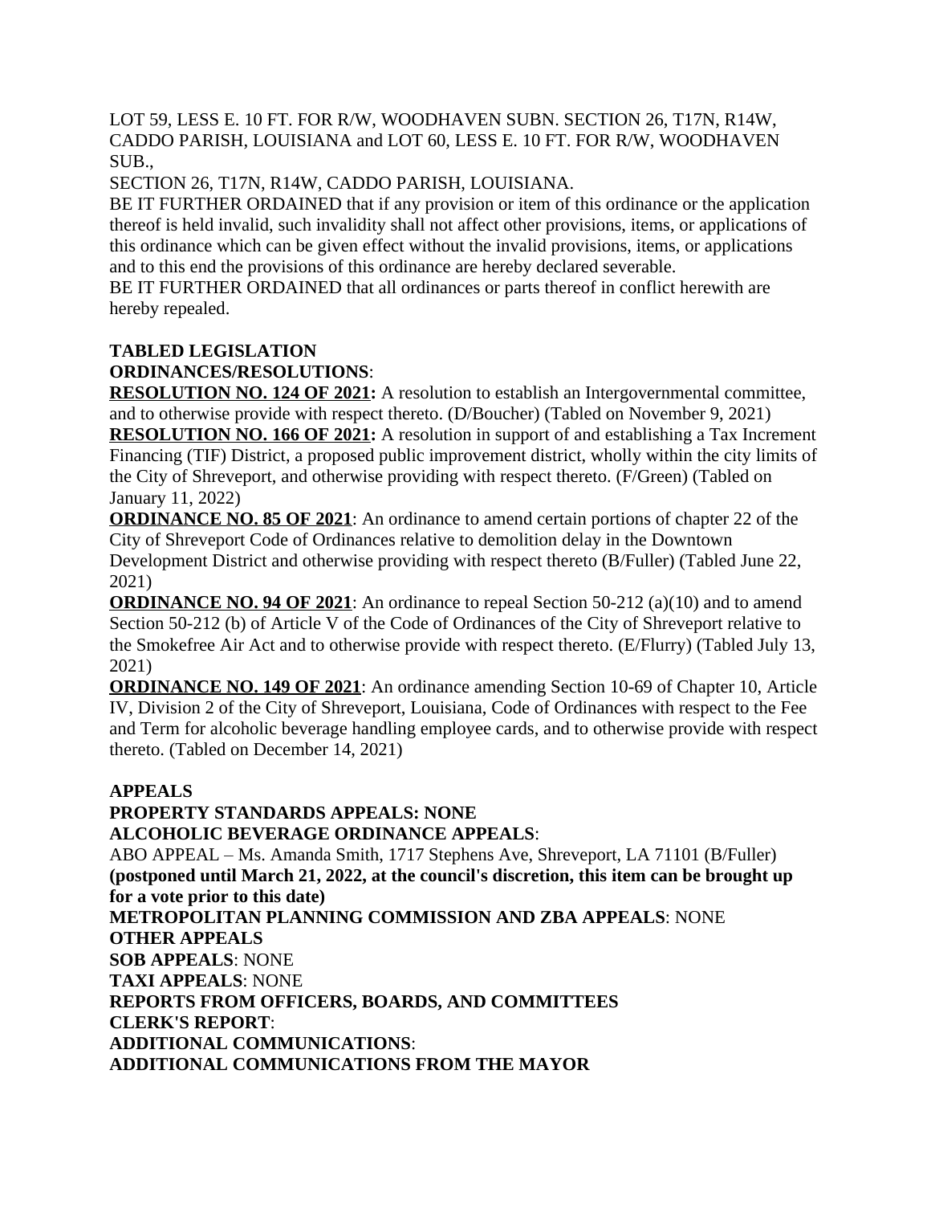LOT 59, LESS E. 10 FT. FOR R/W, WOODHAVEN SUBN. SECTION 26, T17N, R14W, CADDO PARISH, LOUISIANA and LOT 60, LESS E. 10 FT. FOR R/W, WOODHAVEN SUB.,

SECTION 26, T17N, R14W, CADDO PARISH, LOUISIANA.

BE IT FURTHER ORDAINED that if any provision or item of this ordinance or the application thereof is held invalid, such invalidity shall not affect other provisions, items, or applications of this ordinance which can be given effect without the invalid provisions, items, or applications and to this end the provisions of this ordinance are hereby declared severable.

BE IT FURTHER ORDAINED that all ordinances or parts thereof in conflict herewith are hereby repealed.

**TABLED LEGISLATION**

**ORDINANCES/RESOLUTIONS**:

**RESOLUTION NO. 124 OF 2021:** A resolution to establish an Intergovernmental committee, and to otherwise provide with respect thereto. (D/Boucher) (Tabled on November 9, 2021)

**RESOLUTION NO. 166 OF 2021:** A resolution in support of and establishing a Tax Increment Financing (TIF) District, a proposed public improvement district, wholly within the city limits of the City of Shreveport, and otherwise providing with respect thereto. (F/Green) (Tabled on January 11, 2022)

**ORDINANCE NO. 85 OF 2021**: An ordinance to amend certain portions of chapter 22 of the City of Shreveport Code of Ordinances relative to demolition delay in the Downtown Development District and otherwise providing with respect thereto (B/Fuller) (Tabled June 22, 2021)

**ORDINANCE NO. 94 OF 2021**: An ordinance to repeal Section 50-212 (a)(10) and to amend Section 50-212 (b) of Article V of the Code of Ordinances of the City of Shreveport relative to the Smokefree Air Act and to otherwise provide with respect thereto. (E/Flurry) (Tabled July 13, 2021)

**ORDINANCE NO. 149 OF 2021**: An ordinance amending Section 10-69 of Chapter 10, Article IV, Division 2 of the City of Shreveport, Louisiana, Code of Ordinances with respect to the Fee and Term for alcoholic beverage handling employee cards, and to otherwise provide with respect thereto. (Tabled on December 14, 2021)

**APPEALS**

**PROPERTY STANDARDS APPEALS: NONE**

**ALCOHOLIC BEVERAGE ORDINANCE APPEALS**:

ABO APPEAL – Ms. Amanda Smith, 1717 Stephens Ave, Shreveport, LA 71101 (B/Fuller) **(postponed until March 21, 2022, at the council's discretion, this item can be brought up for a vote prior to this date)**

**METROPOLITAN PLANNING COMMISSION AND ZBA APPEALS**: NONE

**OTHER APPEALS**

**SOB APPEALS**: NONE

**TAXI APPEALS**: NONE

**REPORTS FROM OFFICERS, BOARDS, AND COMMITTEES**

**CLERK'S REPORT**:

**ADDITIONAL COMMUNICATIONS**:

**ADDITIONAL COMMUNICATIONS FROM THE MAYOR**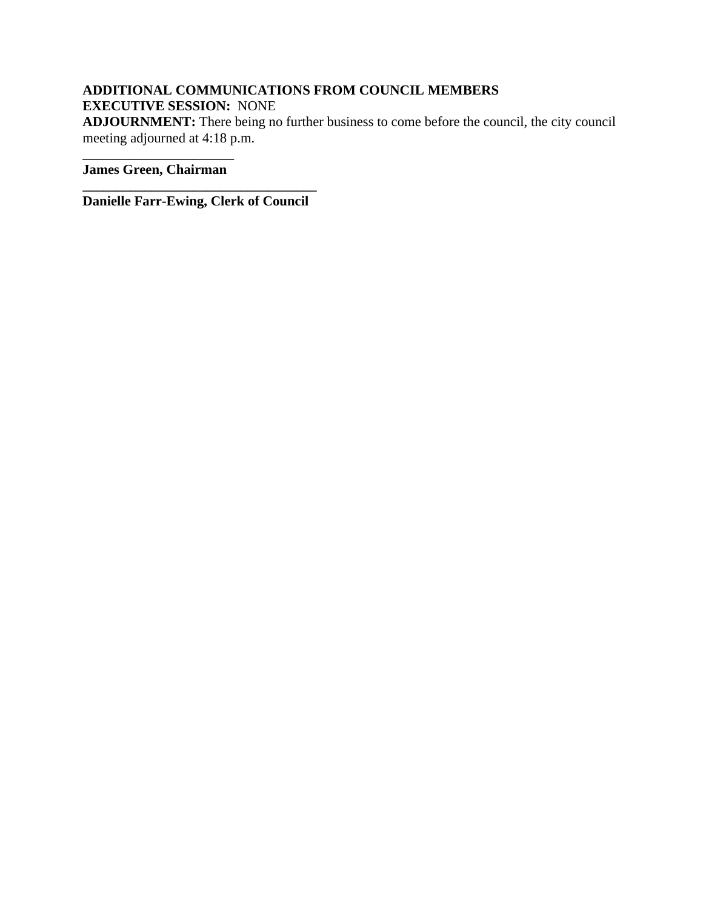**ADDITIONAL COMMUNICATIONS FROM COUNCIL MEMBERS**

**EXECUTIVE SESSION:** NONE

**ADJOURNMENT:** There being no further business to come before the council, the city council meeting adjourned at 4:18 p.m.

______________________

**James Green, Chairman**

__________________________________

**Danielle Farr-Ewing, Clerk of Council**